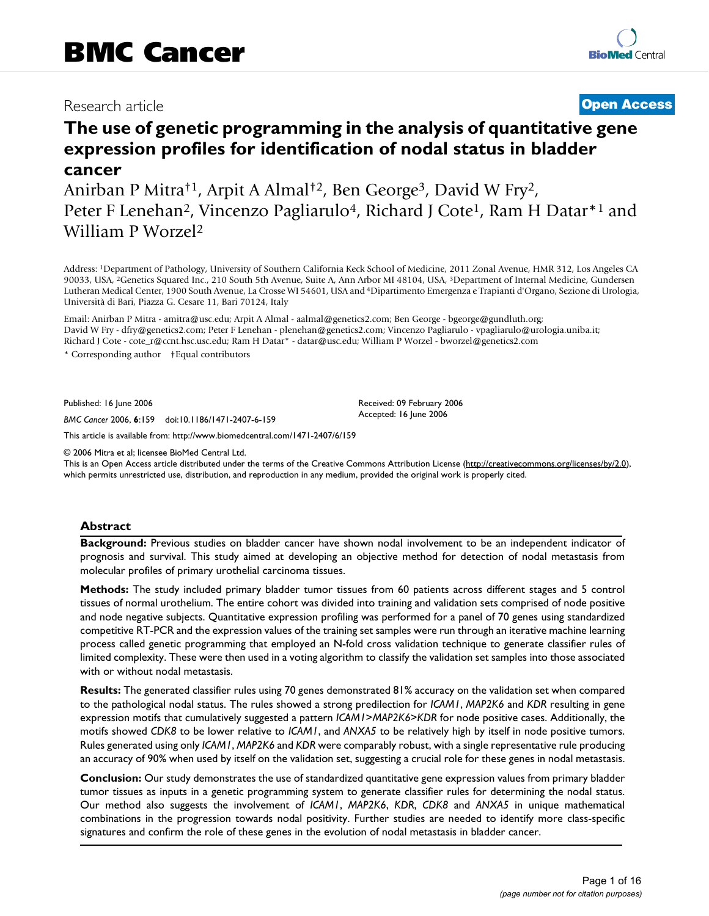# BMC Cancer

Research article **Open Access**

# The use of genetic programming in the analysis of quantitative gene expression profiles for identification of nodal status in bladder cancer

Anirban P Mitra[†1], Arpit A Almal[†2], Ben George[3], David W Fry[2], Peter F Lenehan[2], Vincenzo Pagliarulo[4], Richard J Cote[1], Ram H Datar*[1] and William P Worzel[2]

Address: [1]Department of Pathology, University of Southern California Keck School of Medicine, 2011 Zonal Avenue, HMR 312, Los Angeles CA 90033, USA, [2]Genetics Squared Inc., 210 South 5th Avenue, Suite A, Ann Arbor MI 48104, USA, [3]Department of Internal Medicine, Gundersen Lutheran Medical Center, 1900 South Avenue, La Crosse WI 54601, USA and [4]Dipartimento Emergenza e Trapianti d'Organo, Sezione di Urologia, Università di Bari, Piazza G. Cesare 11, Bari 70124, Italy

Email: Anirban P Mitra - amitra@usc.edu; Arpit A Almal - aalmal@genetics2.com; Ben George - bgeorge@gundluth.org; David W Fry - dfry@genetics2.com; Peter F Lenehan - plenehan@genetics2.com; Vincenzo Pagliarulo - vpagliarulo@urologia.uniba.it; Richard J Cote - cote_r@ccnt.hsc.usc.edu; Ram H Datar* - datar@usc.edu; William P Worzel - bworzel@genetics2.com

\* Corresponding author †Equal contributors

Published: 16 June 2006

*BMC Cancer* 2006, **6**:159 doi:10.1186/1471-2407-6-159

Received: 09 February 2006
Accepted: 16 June 2006

This article is available from: http://www.biomedcentral.com/1471-2407/6/159

© 2006 Mitra et al; licensee BioMed Central Ltd.
This is an Open Access article distributed under the terms of the Creative Commons Attribution License (http://creativecommons.org/licenses/by/2.0), which permits unrestricted use, distribution, and reproduction in any medium, provided the original work is properly cited.

## Abstract

**Background:** Previous studies on bladder cancer have shown nodal involvement to be an independent indicator of prognosis and survival. This study aimed at developing an objective method for detection of nodal metastasis from molecular profiles of primary urothelial carcinoma tissues.

**Methods:** The study included primary bladder tumor tissues from 60 patients across different stages and 5 control tissues of normal urothelium. The entire cohort was divided into training and validation sets comprised of node positive and node negative subjects. Quantitative expression profiling was performed for a panel of 70 genes using standardized competitive RT-PCR and the expression values of the training set samples were run through an iterative machine learning process called genetic programming that employed an N-fold cross validation technique to generate classifier rules of limited complexity. These were then used in a voting algorithm to classify the validation set samples into those associated with or without nodal metastasis.

**Results:** The generated classifier rules using 70 genes demonstrated 81% accuracy on the validation set when compared to the pathological nodal status. The rules showed a strong predilection for *ICAM1*, *MAP2K6* and *KDR* resulting in gene expression motifs that cumulatively suggested a pattern *ICAM1>MAP2K6>KDR* for node positive cases. Additionally, the motifs showed *CDK8* to be lower relative to *ICAM1*, and *ANXA5* to be relatively high by itself in node positive tumors. Rules generated using only *ICAM1*, *MAP2K6* and *KDR* were comparably robust, with a single representative rule producing an accuracy of 90% when used by itself on the validation set, suggesting a crucial role for these genes in nodal metastasis.

**Conclusion:** Our study demonstrates the use of standardized quantitative gene expression values from primary bladder tumor tissues as inputs in a genetic programming system to generate classifier rules for determining the nodal status. Our method also suggests the involvement of *ICAM1*, *MAP2K6*, *KDR*, *CDK8* and *ANXA5* in unique mathematical combinations in the progression towards nodal positivity. Further studies are needed to identify more class-specific signatures and confirm the role of these genes in the evolution of nodal metastasis in bladder cancer.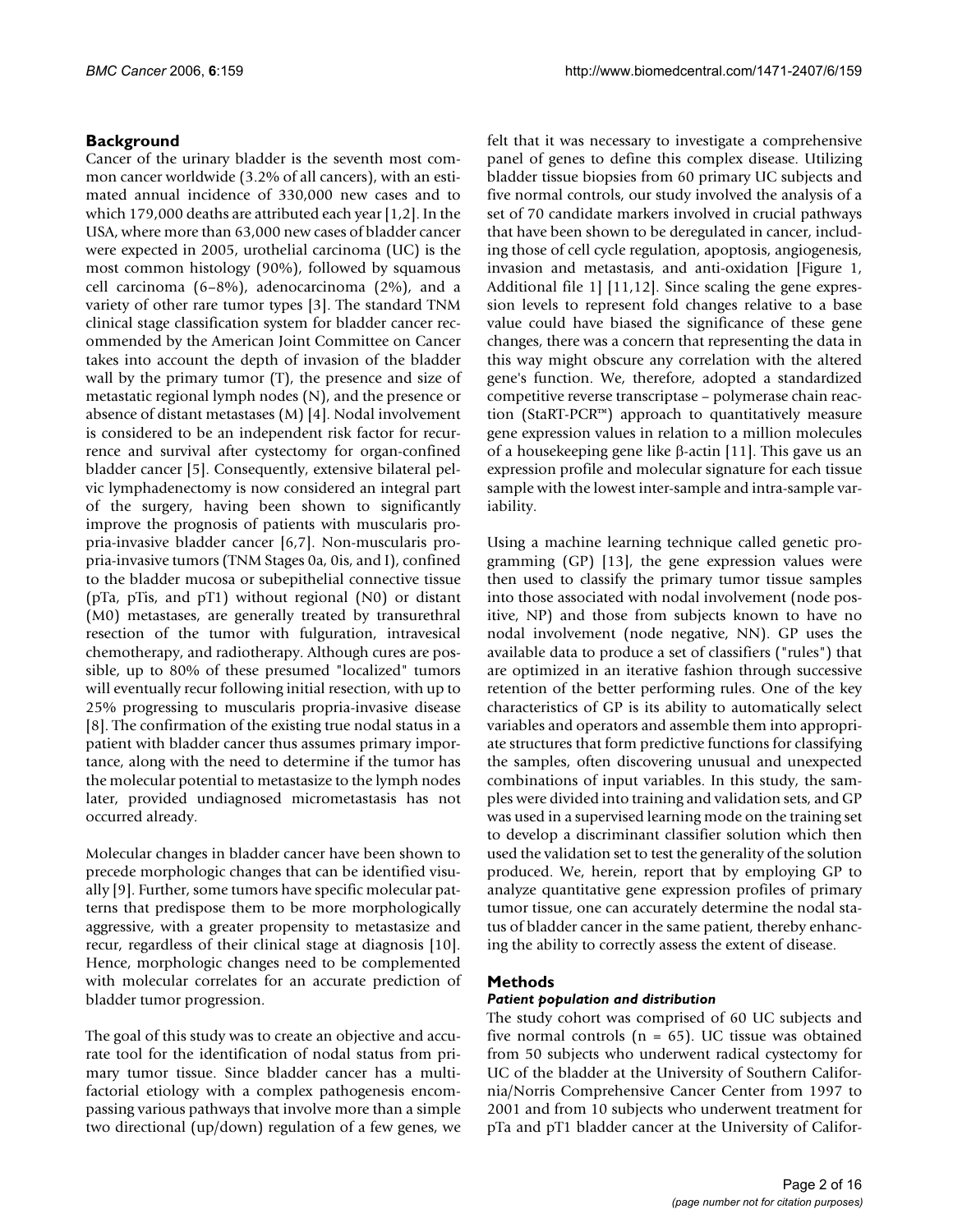## Background

Cancer of the urinary bladder is the seventh most common cancer worldwide (3.2% of all cancers), with an estimated annual incidence of 330,000 new cases and to which 179,000 deaths are attributed each year [1,2]. In the USA, where more than 63,000 new cases of bladder cancer were expected in 2005, urothelial carcinoma (UC) is the most common histology (90%), followed by squamous cell carcinoma (6–8%), adenocarcinoma (2%), and a variety of other rare tumor types [3]. The standard TNM clinical stage classification system for bladder cancer recommended by the American Joint Committee on Cancer takes into account the depth of invasion of the bladder wall by the primary tumor (T), the presence and size of metastatic regional lymph nodes (N), and the presence or absence of distant metastases (M) [4]. Nodal involvement is considered to be an independent risk factor for recurrence and survival after cystectomy for organ-confined bladder cancer [5]. Consequently, extensive bilateral pelvic lymphadenectomy is now considered an integral part of the surgery, having been shown to significantly improve the prognosis of patients with muscularis propria-invasive bladder cancer [6,7]. Non-muscularis propria-invasive tumors (TNM Stages 0a, 0is, and I), confined to the bladder mucosa or subepithelial connective tissue (pTa, pTis, and pT1) without regional (N0) or distant (M0) metastases, are generally treated by transurethral resection of the tumor with fulguration, intravesical chemotherapy, and radiotherapy. Although cures are possible, up to 80% of these presumed "localized" tumors will eventually recur following initial resection, with up to 25% progressing to muscularis propria-invasive disease [8]. The confirmation of the existing true nodal status in a patient with bladder cancer thus assumes primary importance, along with the need to determine if the tumor has the molecular potential to metastasize to the lymph nodes later, provided undiagnosed micrometastasis has not occurred already.

Molecular changes in bladder cancer have been shown to precede morphologic changes that can be identified visually [9]. Further, some tumors have specific molecular patterns that predispose them to be more morphologically aggressive, with a greater propensity to metastasize and recur, regardless of their clinical stage at diagnosis [10]. Hence, morphologic changes need to be complemented with molecular correlates for an accurate prediction of bladder tumor progression.

The goal of this study was to create an objective and accurate tool for the identification of nodal status from primary tumor tissue. Since bladder cancer has a multifactorial etiology with a complex pathogenesis encompassing various pathways that involve more than a simple two directional (up/down) regulation of a few genes, we felt that it was necessary to investigate a comprehensive panel of genes to define this complex disease. Utilizing bladder tissue biopsies from 60 primary UC subjects and five normal controls, our study involved the analysis of a set of 70 candidate markers involved in crucial pathways that have been shown to be deregulated in cancer, including those of cell cycle regulation, apoptosis, angiogenesis, invasion and metastasis, and anti-oxidation [Figure 1, Additional file 1] [11,12]. Since scaling the gene expression levels to represent fold changes relative to a base value could have biased the significance of these gene changes, there was a concern that representing the data in this way might obscure any correlation with the altered gene's function. We, therefore, adopted a standardized competitive reverse transcriptase – polymerase chain reaction (StaRT-PCR™) approach to quantitatively measure gene expression values in relation to a million molecules of a housekeeping gene like β-actin [11]. This gave us an expression profile and molecular signature for each tissue sample with the lowest inter-sample and intra-sample variability.

Using a machine learning technique called genetic programming (GP) [13], the gene expression values were then used to classify the primary tumor tissue samples into those associated with nodal involvement (node positive, NP) and those from subjects known to have no nodal involvement (node negative, NN). GP uses the available data to produce a set of classifiers ("rules") that are optimized in an iterative fashion through successive retention of the better performing rules. One of the key characteristics of GP is its ability to automatically select variables and operators and assemble them into appropriate structures that form predictive functions for classifying the samples, often discovering unusual and unexpected combinations of input variables. In this study, the samples were divided into training and validation sets, and GP was used in a supervised learning mode on the training set to develop a discriminant classifier solution which then used the validation set to test the generality of the solution produced. We, herein, report that by employing GP to analyze quantitative gene expression profiles of primary tumor tissue, one can accurately determine the nodal status of bladder cancer in the same patient, thereby enhancing the ability to correctly assess the extent of disease.

## Methods

### *Patient population and distribution*

The study cohort was comprised of 60 UC subjects and five normal controls (n = 65). UC tissue was obtained from 50 subjects who underwent radical cystectomy for UC of the bladder at the University of Southern California/Norris Comprehensive Cancer Center from 1997 to 2001 and from 10 subjects who underwent treatment for pTa and pT1 bladder cancer at the University of Califor-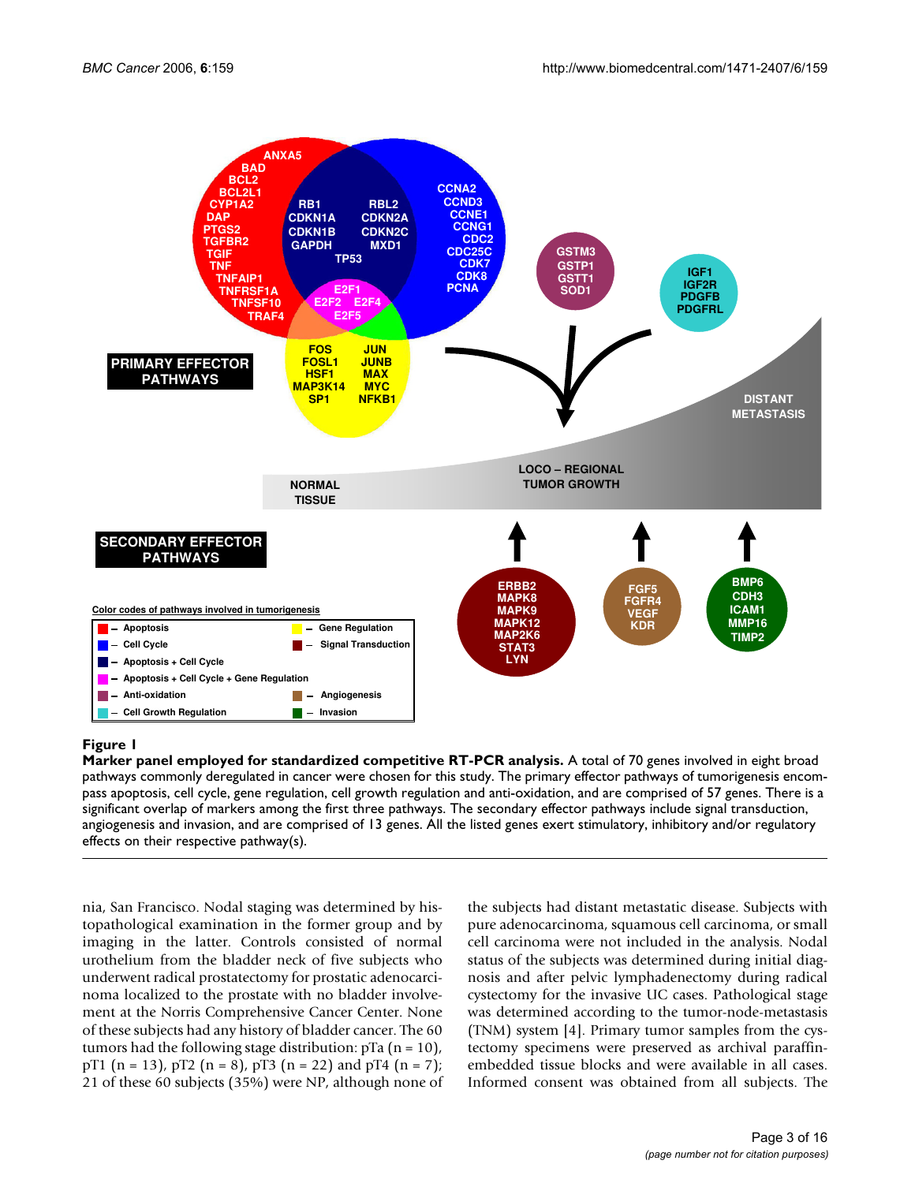**Figure 1**

**Marker panel employed for standardized competitive RT-PCR analysis.** A total of 70 genes involved in eight broad pathways commonly deregulated in cancer were chosen for this study. The primary effector pathways of tumorigenesis encompass apoptosis, cell cycle, gene regulation, cell growth regulation and anti-oxidation, and are comprised of 57 genes. There is a significant overlap of markers among the first three pathways. The secondary effector pathways include signal transduction, angiogenesis and invasion, and are comprised of 13 genes. All the listed genes exert stimulatory, inhibitory and/or regulatory effects on their respective pathway(s).

nia, San Francisco. Nodal staging was determined by histopathological examination in the former group and by imaging in the latter. Controls consisted of normal urothelium from the bladder neck of five subjects who underwent radical prostatectomy for prostatic adenocarcinoma localized to the prostate with no bladder involvement at the Norris Comprehensive Cancer Center. None of these subjects had any history of bladder cancer. The 60 tumors had the following stage distribution: pTa (n = 10), pT1 (n = 13), pT2 (n = 8), pT3 (n = 22) and pT4 (n = 7); 21 of these 60 subjects (35%) were NP, although none of the subjects had distant metastatic disease. Subjects with pure adenocarcinoma, squamous cell carcinoma, or small cell carcinoma were not included in the analysis. Nodal status of the subjects was determined during initial diagnosis and after pelvic lymphadenectomy during radical cystectomy for the invasive UC cases. Pathological stage was determined according to the tumor-node-metastasis (TNM) system [4]. Primary tumor samples from the cystectomy specimens were preserved as archival paraffin-embedded tissue blocks and were available in all cases. Informed consent was obtained from all subjects. The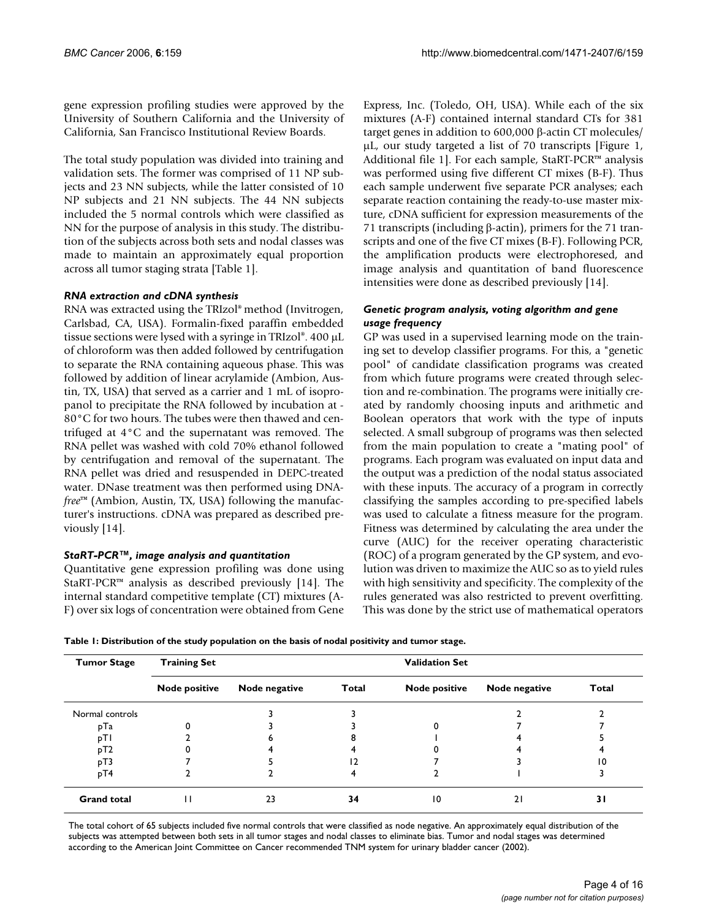gene expression profiling studies were approved by the University of Southern California and the University of California, San Francisco Institutional Review Boards.

The total study population was divided into training and validation sets. The former was comprised of 11 NP subjects and 23 NN subjects, while the latter consisted of 10 NP subjects and 21 NN subjects. The 44 NN subjects included the 5 normal controls which were classified as NN for the purpose of analysis in this study. The distribution of the subjects across both sets and nodal classes was made to maintain an approximately equal proportion across all tumor staging strata [Table 1].

### *RNA extraction and cDNA synthesis*

RNA was extracted using the TRIzol® method (Invitrogen, Carlsbad, CA, USA). Formalin-fixed paraffin embedded tissue sections were lysed with a syringe in TRIzol®. 400 μL of chloroform was then added followed by centrifugation to separate the RNA containing aqueous phase. This was followed by addition of linear acrylamide (Ambion, Austin, TX, USA) that served as a carrier and 1 mL of isopropanol to precipitate the RNA followed by incubation at -80°C for two hours. The tubes were then thawed and centrifuged at 4°C and the supernatant was removed. The RNA pellet was washed with cold 70% ethanol followed by centrifugation and removal of the supernatant. The RNA pellet was dried and resuspended in DEPC-treated water. DNase treatment was then performed using DNA-*free*™ (Ambion, Austin, TX, USA) following the manufacturer's instructions. cDNA was prepared as described previously [14].

### *StaRT-PCR™, image analysis and quantitation*

Quantitative gene expression profiling was done using StaRT-PCR™ analysis as described previously [14]. The internal standard competitive template (CT) mixtures (A-F) over six logs of concentration were obtained from Gene Express, Inc. (Toledo, OH, USA). While each of the six mixtures (A-F) contained internal standard CTs for 381 target genes in addition to 600,000 β-actin CT molecules/μL, our study targeted a list of 70 transcripts [Figure 1, Additional file 1]. For each sample, StaRT-PCR™ analysis was performed using five different CT mixes (B-F). Thus each sample underwent five separate PCR analyses; each separate reaction containing the ready-to-use master mixture, cDNA sufficient for expression measurements of the 71 transcripts (including β-actin), primers for the 71 transcripts and one of the five CT mixes (B-F). Following PCR, the amplification products were electrophoresed, and image analysis and quantitation of band fluorescence intensities were done as described previously [14].

### *Genetic program analysis, voting algorithm and gene usage frequency*

GP was used in a supervised learning mode on the training set to develop classifier programs. For this, a "genetic pool" of candidate classification programs was created from which future programs were created through selection and re-combination. The programs were initially created by randomly choosing inputs and arithmetic and Boolean operators that work with the type of inputs selected. A small subgroup of programs was then selected from the main population to create a "mating pool" of programs. Each program was evaluated on input data and the output was a prediction of the nodal status associated with these inputs. The accuracy of a program in correctly classifying the samples according to pre-specified labels was used to calculate a fitness measure for the program. Fitness was determined by calculating the area under the curve (AUC) for the receiver operating characteristic (ROC) of a program generated by the GP system, and evolution was driven to maximize the AUC so as to yield rules with high sensitivity and specificity. The complexity of the rules generated was also restricted to prevent overfitting. This was done by the strict use of mathematical operators

**Table 1: Distribution of the study population on the basis of nodal positivity and tumor stage.**

| Tumor Stage | Training Set | | | Validation Set | | |
|---|---|---|---|---|---|---|
| | Node positive | Node negative | Total | Node positive | Node negative | Total |
| Normal controls | | 3 | 3 | | 2 | 2 |
| pTa | 0 | 3 | 3 | 0 | 7 | 7 |
| pT1 | 2 | 6 | 8 | 1 | 4 | 5 |
| pT2 | 0 | 4 | 4 | 0 | 4 | 4 |
| pT3 | 7 | 5 | 12 | 7 | 3 | 10 |
| pT4 | 2 | 2 | 4 | 2 | 1 | 3 |
| **Grand total** | 11 | 23 | **34** | 10 | 21 | **31** |

The total cohort of 65 subjects included five normal controls that were classified as node negative. An approximately equal distribution of the subjects was attempted between both sets in all tumor stages and nodal classes to eliminate bias. Tumor and nodal stages was determined according to the American Joint Committee on Cancer recommended TNM system for urinary bladder cancer (2002).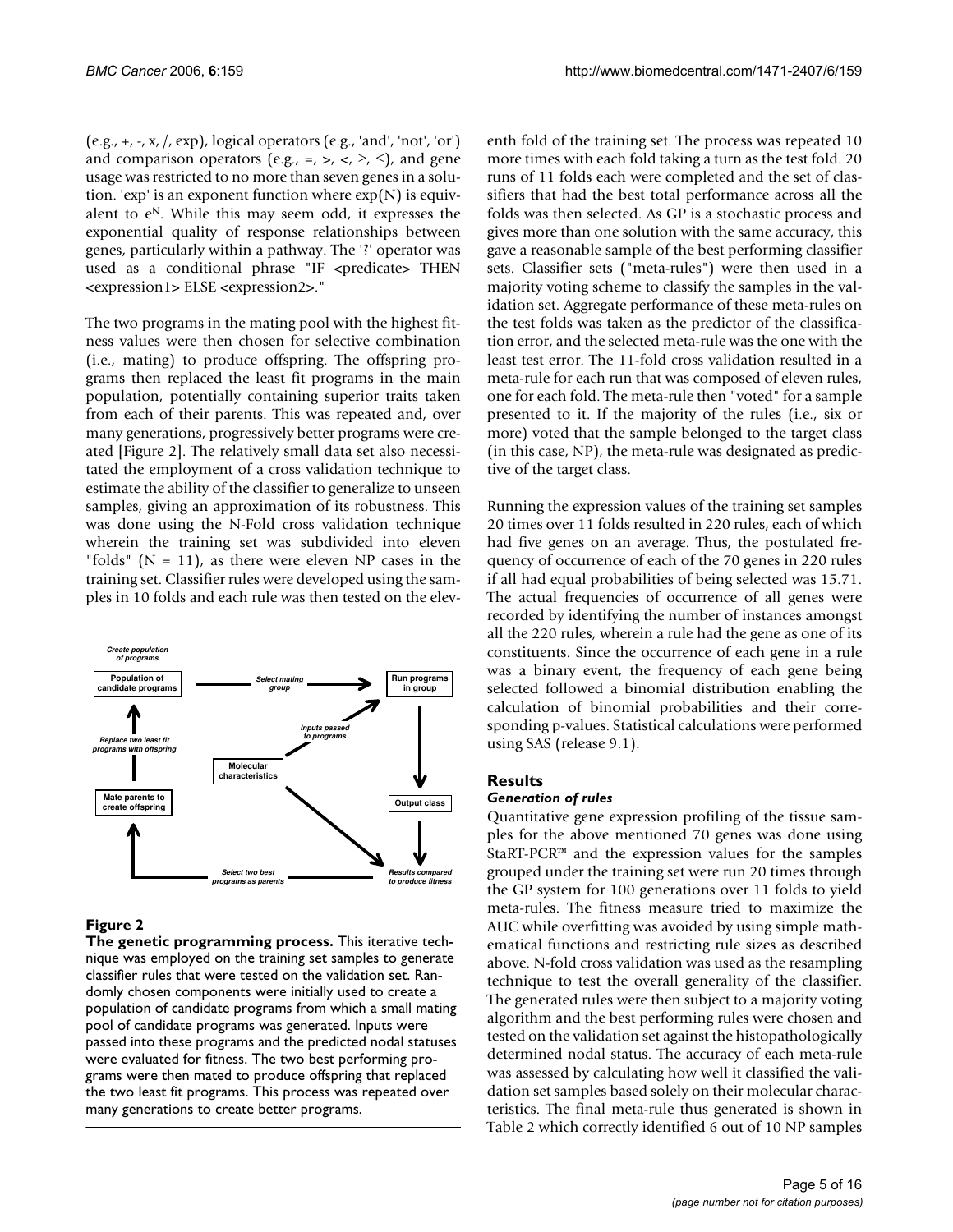(e.g., +, -, x, /, exp), logical operators (e.g., 'and', 'not', 'or') and comparison operators (e.g., =, >, <, ≥, ≤), and gene usage was restricted to no more than seven genes in a solution. 'exp' is an exponent function where exp(N) is equivalent to $e^N$. While this may seem odd, it expresses the exponential quality of response relationships between genes, particularly within a pathway. The '?' operator was used as a conditional phrase "IF <predicate> THEN <expression1> ELSE <expression2>."

The two programs in the mating pool with the highest fitness values were then chosen for selective combination (i.e., mating) to produce offspring. The offspring programs then replaced the least fit programs in the main population, potentially containing superior traits taken from each of their parents. This was repeated and, over many generations, progressively better programs were created [Figure 2]. The relatively small data set also necessitated the employment of a cross validation technique to estimate the ability of the classifier to generalize to unseen samples, giving an approximation of its robustness. This was done using the N-Fold cross validation technique wherein the training set was subdivided into eleven "folds" (N = 11), as there were eleven NP cases in the training set. Classifier rules were developed using the samples in 10 folds and each rule was then tested on the eleventh fold of the training set. The process was repeated 10 more times with each fold taking a turn as the test fold. 20 runs of 11 folds each were completed and the set of classifiers that had the best total performance across all the folds was then selected. As GP is a stochastic process and gives more than one solution with the same accuracy, this gave a reasonable sample of the best performing classifier sets. Classifier sets ("meta-rules") were then used in a majority voting scheme to classify the samples in the validation set. Aggregate performance of these meta-rules on the test folds was taken as the predictor of the classification error, and the selected meta-rule was the one with the least test error. The 11-fold cross validation resulted in a meta-rule for each run that was composed of eleven rules, one for each fold. The meta-rule then "voted" for a sample presented to it. If the majority of the rules (i.e., six or more) voted that the sample belonged to the target class (in this case, NP), the meta-rule was designated as predictive of the target class.

**Figure 2**

**The genetic programming process.** This iterative technique was employed on the training set samples to generate classifier rules that were tested on the validation set. Randomly chosen components were initially used to create a population of candidate programs from which a small mating pool of candidate programs was generated. Inputs were passed into these programs and the predicted nodal statuses were evaluated for fitness. The two best performing programs were then mated to produce offspring that replaced the two least fit programs. This process was repeated over many generations to create better programs.

Running the expression values of the training set samples 20 times over 11 folds resulted in 220 rules, each of which had five genes on an average. Thus, the postulated frequency of occurrence of each of the 70 genes in 220 rules if all had equal probabilities of being selected was 15.71. The actual frequencies of occurrence of all genes were recorded by identifying the number of instances amongst all the 220 rules, wherein a rule had the gene as one of its constituents. Since the occurrence of each gene in a rule was a binary event, the frequency of each gene being selected followed a binomial distribution enabling the calculation of binomial probabilities and their corresponding p-values. Statistical calculations were performed using SAS (release 9.1).

## Results

### *Generation of rules*

Quantitative gene expression profiling of the tissue samples for the above mentioned 70 genes was done using StaRT-PCR™ and the expression values for the samples grouped under the training set were run 20 times through the GP system for 100 generations over 11 folds to yield meta-rules. The fitness measure tried to maximize the AUC while overfitting was avoided by using simple mathematical functions and restricting rule sizes as described above. N-fold cross validation was used as the resampling technique to test the overall generality of the classifier. The generated rules were then subject to a majority voting algorithm and the best performing rules were chosen and tested on the validation set against the histopathologically determined nodal status. The accuracy of each meta-rule was assessed by calculating how well it classified the validation set samples based solely on their molecular characteristics. The final meta-rule thus generated is shown in Table 2 which correctly identified 6 out of 10 NP samples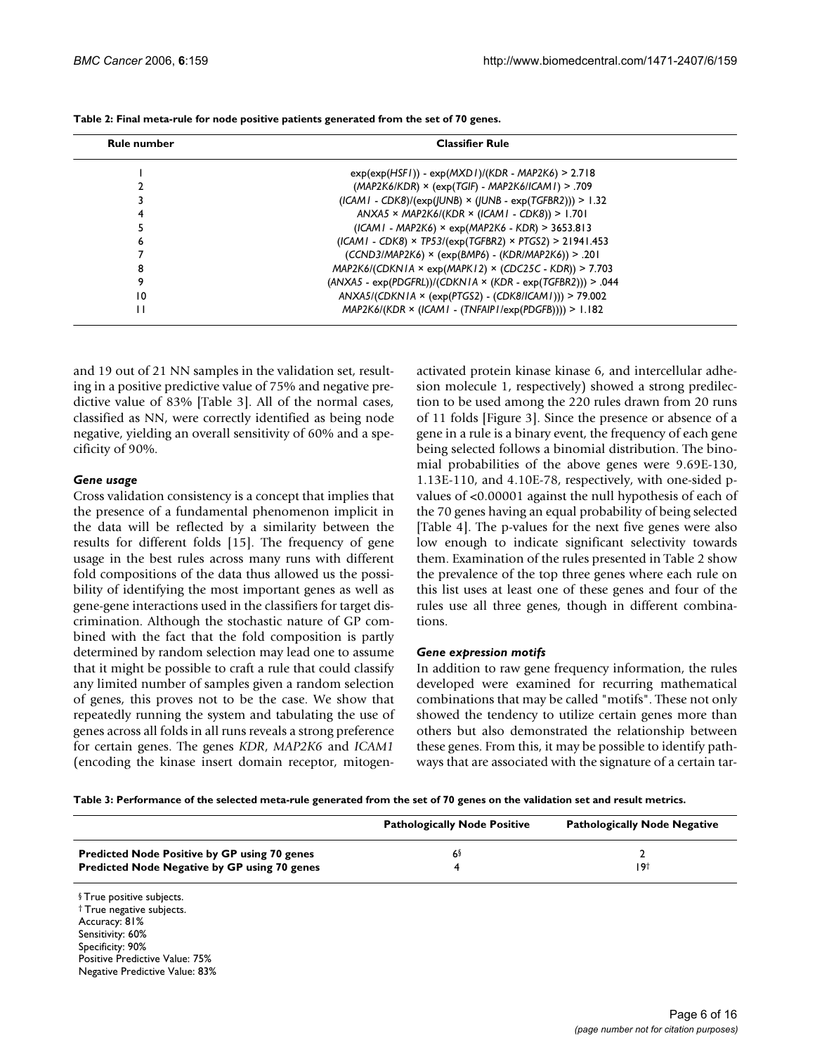**Table 2: Final meta-rule for node positive patients generated from the set of 70 genes.**

| Rule number | Classifier Rule |
|---|---|
| 1 | exp(exp(*HSF1*)) - exp(*MXD1*)/(*KDR* - *MAP2K6*) > 2.718 |
| 2 | (*MAP2K6*/*KDR*) × (exp(*TGIF*) - *MAP2K6*/*ICAM1*) > .709 |
| 3 | (*ICAM1* - *CDK8*)/(exp(*JUNB*) × (*JUNB* - exp(*TGFBR2*))) > 1.32 |
| 4 | *ANXA5* × *MAP2K6*/(*KDR* × (*ICAM1* - *CDK8*)) > 1.701 |
| 5 | (*ICAM1* - *MAP2K6*) × exp(*MAP2K6* - *KDR*) > 3653.813 |
| 6 | (*ICAM1* - *CDK8*) × *TP53*/(exp(*TGFBR2*) × *PTGS2*) > 21941.453 |
| 7 | (*CCND3*/*MAP2K6*) × (exp(*BMP6*) - (*KDR*/*MAP2K6*)) > .201 |
| 8 | *MAP2K6*/(*CDKN1A* × exp(*MAPK12*) × (*CDC25C* - *KDR*)) > 7.703 |
| 9 | (*ANXA5* - exp(*PDGFRL*))/(*CDKN1A* × (*KDR* - exp(*TGFBR2*))) > .044 |
| 10 | *ANXA5*/(*CDKN1A* × (exp(*PTGS2*) - (*CDK8*/*ICAM1*))) > 79.002 |
| 11 | *MAP2K6*/(*KDR* × (*ICAM1* - (*TNFAIP1*/exp(*PDGFB*)))) > 1.182 |

and 19 out of 21 NN samples in the validation set, resulting in a positive predictive value of 75% and negative predictive value of 83% [Table 3]. All of the normal cases, classified as NN, were correctly identified as being node negative, yielding an overall sensitivity of 60% and a specificity of 90%.

### *Gene usage*

Cross validation consistency is a concept that implies that the presence of a fundamental phenomenon implicit in the data will be reflected by a similarity between the results for different folds [15]. The frequency of gene usage in the best rules across many runs with different fold compositions of the data thus allowed us the possibility of identifying the most important genes as well as gene-gene interactions used in the classifiers for target discrimination. Although the stochastic nature of GP combined with the fact that the fold composition is partly determined by random selection may lead one to assume that it might be possible to craft a rule that could classify any limited number of samples given a random selection of genes, this proves not to be the case. We show that repeatedly running the system and tabulating the use of genes across all folds in all runs reveals a strong preference for certain genes. The genes *KDR*, *MAP2K6* and *ICAM1* (encoding the kinase insert domain receptor, mitogen-activated protein kinase kinase 6, and intercellular adhesion molecule 1, respectively) showed a strong predilection to be used among the 220 rules drawn from 20 runs of 11 folds [Figure 3]. Since the presence or absence of a gene in a rule is a binary event, the frequency of each gene being selected follows a binomial distribution. The binomial probabilities of the above genes were 9.69E-130, 1.13E-110, and 4.10E-78, respectively, with one-sided p-values of <0.00001 against the null hypothesis of each of the 70 genes having an equal probability of being selected [Table 4]. The p-values for the next five genes were also low enough to indicate significant selectivity towards them. Examination of the rules presented in Table 2 show the prevalence of the top three genes where each rule on this list uses at least one of these genes and four of the rules use all three genes, though in different combinations.

### *Gene expression motifs*

In addition to raw gene frequency information, the rules developed were examined for recurring mathematical combinations that may be called "motifs". These not only showed the tendency to utilize certain genes more than others but also demonstrated the relationship between these genes. From this, it may be possible to identify pathways that are associated with the signature of a certain tar-

**Table 3: Performance of the selected meta-rule generated from the set of 70 genes on the validation set and result metrics.**

| | Pathologically Node Positive | Pathologically Node Negative |
|---|---|---|
| **Predicted Node Positive by GP using 70 genes** | 6§ | 2 |
| **Predicted Node Negative by GP using 70 genes** | 4 | 19† |

§ True positive subjects.
† True negative subjects.
Accuracy: 81%
Sensitivity: 60%
Specificity: 90%
Positive Predictive Value: 75%
Negative Predictive Value: 83%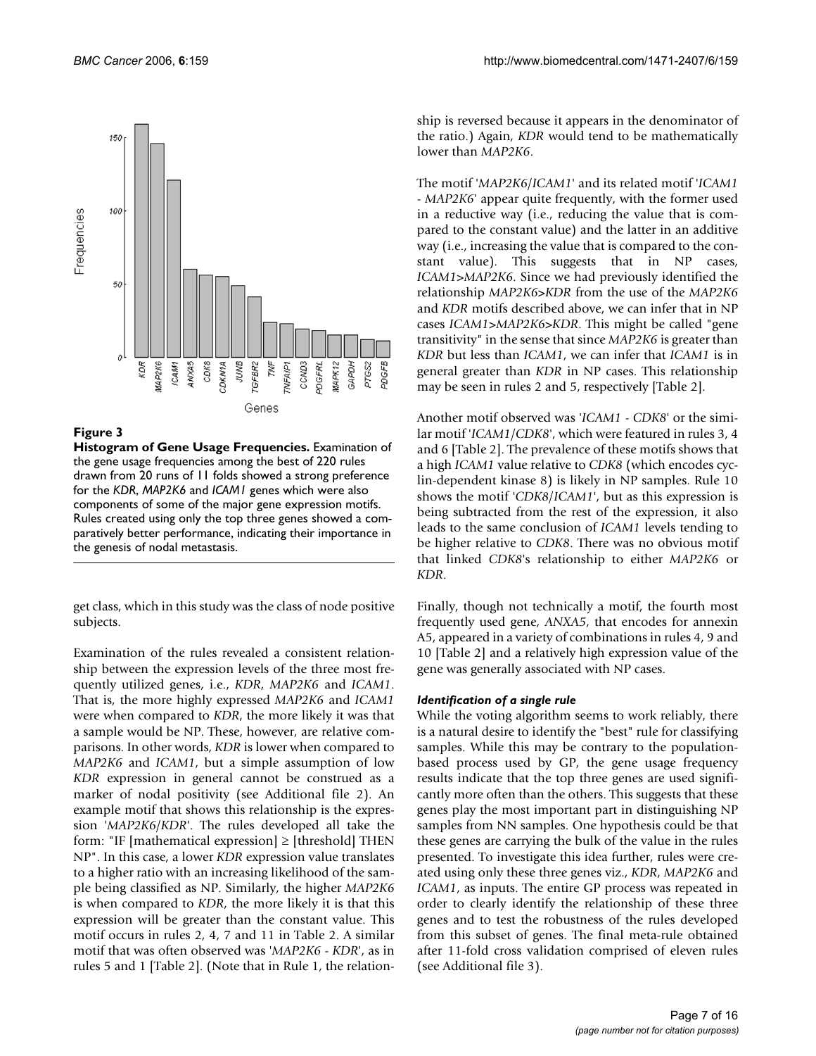**Figure 3**

**Histogram of Gene Usage Frequencies.** Examination of the gene usage frequencies among the best of 220 rules drawn from 20 runs of 11 folds showed a strong preference for the *KDR*, *MAP2K6* and *ICAM1* genes which were also components of some of the major gene expression motifs. Rules created using only the top three genes showed a comparatively better performance, indicating their importance in the genesis of nodal metastasis.

get class, which in this study was the class of node positive subjects.

Examination of the rules revealed a consistent relationship between the expression levels of the three most frequently utilized genes, i.e., *KDR*, *MAP2K6* and *ICAM1*. That is, the more highly expressed *MAP2K6* and *ICAM1* were when compared to *KDR*, the more likely it was that a sample would be NP. These, however, are relative comparisons. In other words, *KDR* is lower when compared to *MAP2K6* and *ICAM1*, but a simple assumption of low *KDR* expression in general cannot be construed as a marker of nodal positivity (see Additional file 2). An example motif that shows this relationship is the expression '*MAP2K6*/*KDR*'. The rules developed all take the form: "IF [mathematical expression] ≥ [threshold] THEN NP". In this case, a lower *KDR* expression value translates to a higher ratio with an increasing likelihood of the sample being classified as NP. Similarly, the higher *MAP2K6* is when compared to *KDR*, the more likely it is that this expression will be greater than the constant value. This motif occurs in rules 2, 4, 7 and 11 in Table 2. A similar motif that was often observed was '*MAP2K6* - *KDR*', as in rules 5 and 1 [Table 2]. (Note that in Rule 1, the relationship is reversed because it appears in the denominator of the ratio.) Again, *KDR* would tend to be mathematically lower than *MAP2K6*.

The motif '*MAP2K6*/*ICAM1*' and its related motif '*ICAM1* - *MAP2K6*' appear quite frequently, with the former used in a reductive way (i.e., reducing the value that is compared to the constant value) and the latter in an additive way (i.e., increasing the value that is compared to the constant value). This suggests that in NP cases, *ICAM1*>*MAP2K6*. Since we had previously identified the relationship *MAP2K6*>*KDR* from the use of the *MAP2K6* and *KDR* motifs described above, we can infer that in NP cases *ICAM1*>*MAP2K6*>*KDR*. This might be called "gene transitivity" in the sense that since *MAP2K6* is greater than *KDR* but less than *ICAM1*, we can infer that *ICAM1* is in general greater than *KDR* in NP cases. This relationship may be seen in rules 2 and 5, respectively [Table 2].

Another motif observed was '*ICAM1* - *CDK8*' or the similar motif '*ICAM1*/*CDK8*', which were featured in rules 3, 4 and 6 [Table 2]. The prevalence of these motifs shows that a high *ICAM1* value relative to *CDK8* (which encodes cyclin-dependent kinase 8) is likely in NP samples. Rule 10 shows the motif '*CDK8*/*ICAM1*', but as this expression is being subtracted from the rest of the expression, it also leads to the same conclusion of *ICAM1* levels tending to be higher relative to *CDK8*. There was no obvious motif that linked *CDK8*'s relationship to either *MAP2K6* or *KDR*.

Finally, though not technically a motif, the fourth most frequently used gene, *ANXA5*, that encodes for annexin A5, appeared in a variety of combinations in rules 4, 9 and 10 [Table 2] and a relatively high expression value of the gene was generally associated with NP cases.

### *Identification of a single rule*

While the voting algorithm seems to work reliably, there is a natural desire to identify the "best" rule for classifying samples. While this may be contrary to the population-based process used by GP, the gene usage frequency results indicate that the top three genes are used significantly more often than the others. This suggests that these genes play the most important part in distinguishing NP samples from NN samples. One hypothesis could be that these genes are carrying the bulk of the value in the rules presented. To investigate this idea further, rules were created using only these three genes viz., *KDR*, *MAP2K6* and *ICAM1*, as inputs. The entire GP process was repeated in order to clearly identify the relationship of these three genes and to test the robustness of the rules developed from this subset of genes. The final meta-rule obtained after 11-fold cross validation comprised of eleven rules (see Additional file 3).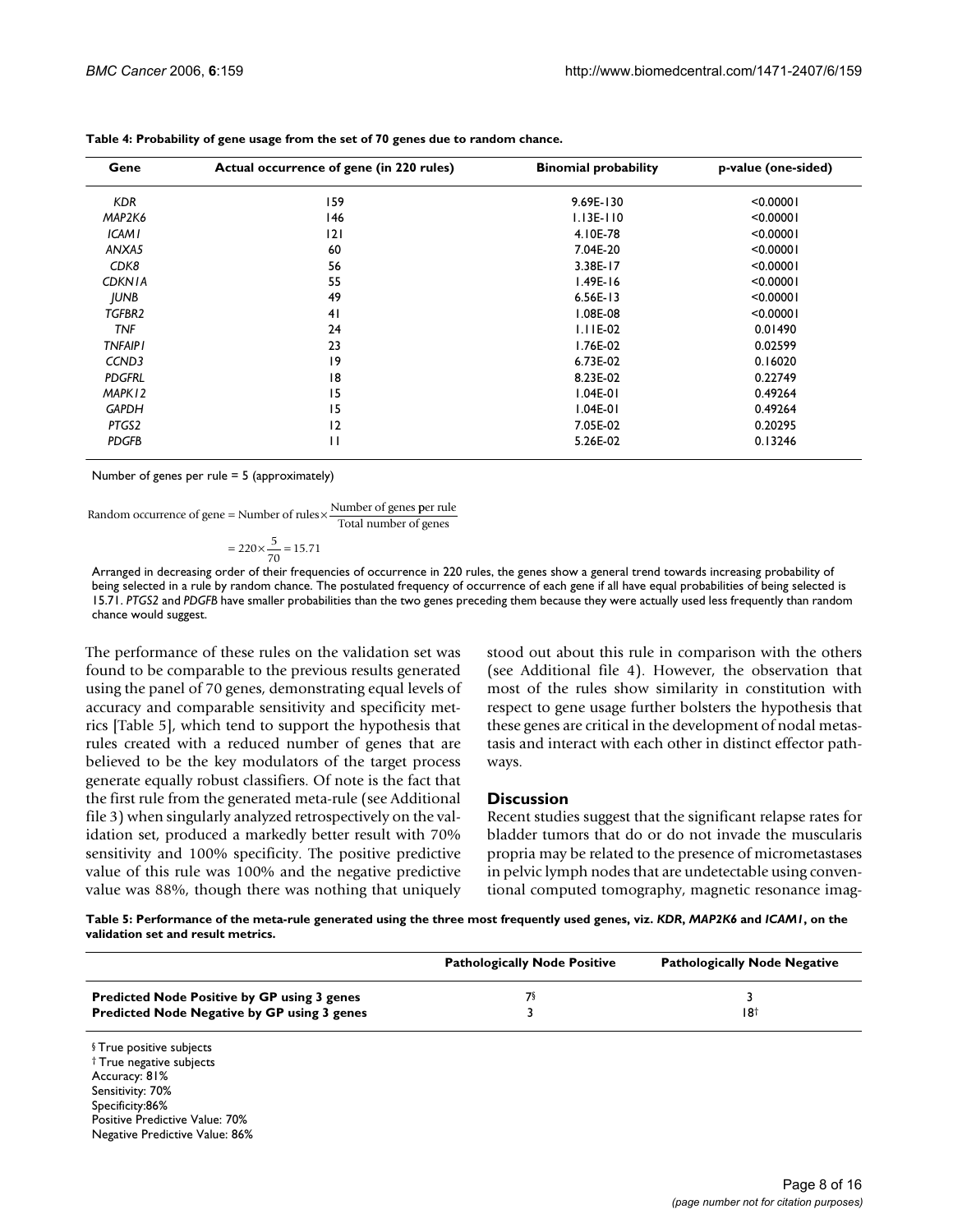**Table 4: Probability of gene usage from the set of 70 genes due to random chance.**

| Gene | Actual occurrence of gene (in 220 rules) | Binomial probability | p-value (one-sided) |
| --- | --- | --- | --- |
| *KDR* | 159 | 9.69E-130 | <0.00001 |
| *MAP2K6* | 146 | 1.13E-110 | <0.00001 |
| *ICAM1* | 121 | 4.10E-78 | <0.00001 |
| *ANXA5* | 60 | 7.04E-20 | <0.00001 |
| *CDK8* | 56 | 3.38E-17 | <0.00001 |
| *CDKN1A* | 55 | 1.49E-16 | <0.00001 |
| *JUNB* | 49 | 6.56E-13 | <0.00001 |
| *TGFBR2* | 41 | 1.08E-08 | <0.00001 |
| *TNF* | 24 | 1.11E-02 | 0.01490 |
| *TNFAIP1* | 23 | 1.76E-02 | 0.02599 |
| *CCND3* | 19 | 6.73E-02 | 0.16020 |
| *PDGFRL* | 18 | 8.23E-02 | 0.22749 |
| *MAPK12* | 15 | 1.04E-01 | 0.49264 |
| *GAPDH* | 15 | 1.04E-01 | 0.49264 |
| *PTGS2* | 12 | 7.05E-02 | 0.20295 |
| *PDGFB* | 11 | 5.26E-02 | 0.13246 |

Number of genes per rule = 5 (approximately)

$$\text{Random occurrence of gene} = \text{Number of rules} \times \frac{\text{Number of genes per rule}}{\text{Total number of genes}}$$

$$= 220 \times \frac{5}{70} = 15.71$$

Arranged in decreasing order of their frequencies of occurrence in 220 rules, the genes show a general trend towards increasing probability of being selected in a rule by random chance. The postulated frequency of occurrence of each gene if all have equal probabilities of being selected is 15.71. *PTGS2* and *PDGFB* have smaller probabilities than the two genes preceding them because they were actually used less frequently than random chance would suggest.

The performance of these rules on the validation set was found to be comparable to the previous results generated using the panel of 70 genes, demonstrating equal levels of accuracy and comparable sensitivity and specificity metrics [Table 5], which tend to support the hypothesis that rules created with a reduced number of genes that are believed to be the key modulators of the target process generate equally robust classifiers. Of note is the fact that the first rule from the generated meta-rule (see Additional file 3) when singularly analyzed retrospectively on the validation set, produced a markedly better result with 70% sensitivity and 100% specificity. The positive predictive value of this rule was 100% and the negative predictive value was 88%, though there was nothing that uniquely stood out about this rule in comparison with the others (see Additional file 4). However, the observation that most of the rules show similarity in constitution with respect to gene usage further bolsters the hypothesis that these genes are critical in the development of nodal metastasis and interact with each other in distinct effector pathways.

## Discussion

Recent studies suggest that the significant relapse rates for bladder tumors that do or do not invade the muscularis propria may be related to the presence of micrometastases in pelvic lymph nodes that are undetectable using conventional computed tomography, magnetic resonance imag-

**Table 5: Performance of the meta-rule generated using the three most frequently used genes, viz. *KDR*, *MAP2K6* and *ICAM1*, on the validation set and result metrics.**

| | Pathologically Node Positive | Pathologically Node Negative |
| --- | --- | --- |
| **Predicted Node Positive by GP using 3 genes** | 7§ | 3 |
| **Predicted Node Negative by GP using 3 genes** | 3 | 18† |

§ True positive subjects
† True negative subjects
Accuracy: 81%
Sensitivity: 70%
Specificity:86%
Positive Predictive Value: 70%
Negative Predictive Value: 86%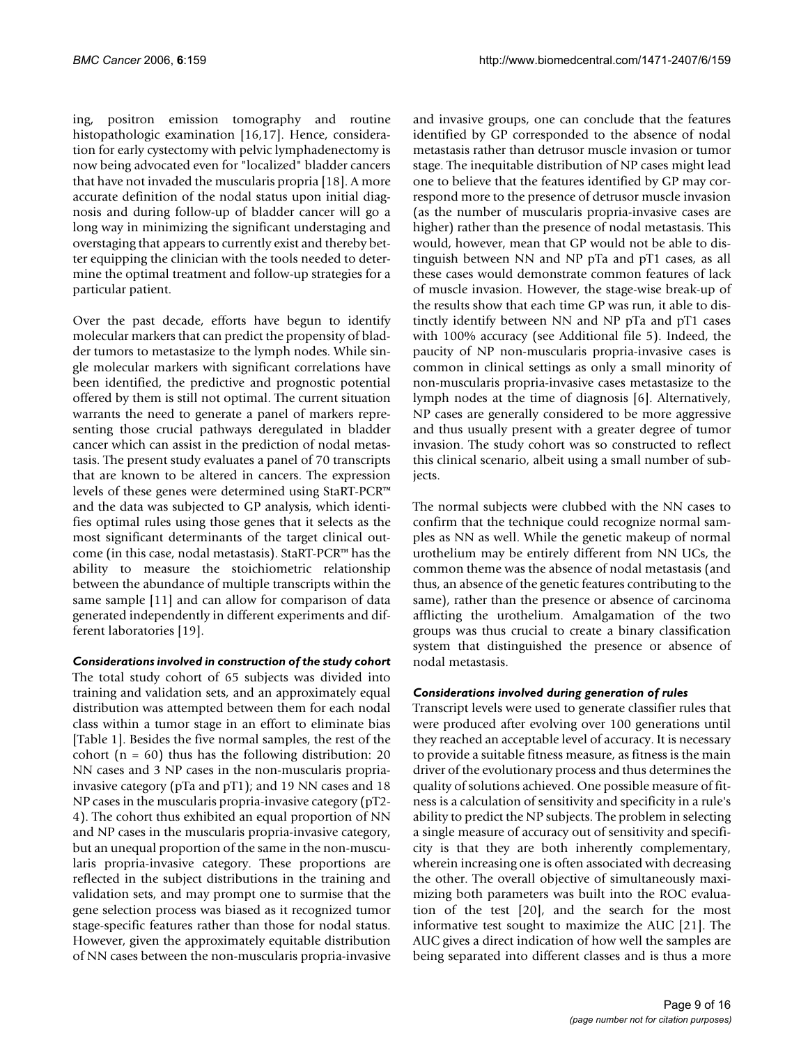ing, positron emission tomography and routine histopathologic examination [16,17]. Hence, consideration for early cystectomy with pelvic lymphadenectomy is now being advocated even for "localized" bladder cancers that have not invaded the muscularis propria [18]. A more accurate definition of the nodal status upon initial diagnosis and during follow-up of bladder cancer will go a long way in minimizing the significant understaging and overstaging that appears to currently exist and thereby better equipping the clinician with the tools needed to determine the optimal treatment and follow-up strategies for a particular patient.

Over the past decade, efforts have begun to identify molecular markers that can predict the propensity of bladder tumors to metastasize to the lymph nodes. While single molecular markers with significant correlations have been identified, the predictive and prognostic potential offered by them is still not optimal. The current situation warrants the need to generate a panel of markers representing those crucial pathways deregulated in bladder cancer which can assist in the prediction of nodal metastasis. The present study evaluates a panel of 70 transcripts that are known to be altered in cancers. The expression levels of these genes were determined using StaRT-PCR™ and the data was subjected to GP analysis, which identifies optimal rules using those genes that it selects as the most significant determinants of the target clinical outcome (in this case, nodal metastasis). StaRT-PCR™ has the ability to measure the stoichiometric relationship between the abundance of multiple transcripts within the same sample [11] and can allow for comparison of data generated independently in different experiments and different laboratories [19].

### *Considerations involved in construction of the study cohort*

The total study cohort of 65 subjects was divided into training and validation sets, and an approximately equal distribution was attempted between them for each nodal class within a tumor stage in an effort to eliminate bias [Table 1]. Besides the five normal samples, the rest of the cohort (n = 60) thus has the following distribution: 20 NN cases and 3 NP cases in the non-muscularis propria-invasive category (pTa and pT1); and 19 NN cases and 18 NP cases in the muscularis propria-invasive category (pT2-4). The cohort thus exhibited an equal proportion of NN and NP cases in the muscularis propria-invasive category, but an unequal proportion of the same in the non-muscularis propria-invasive category. These proportions are reflected in the subject distributions in the training and validation sets, and may prompt one to surmise that the gene selection process was biased as it recognized tumor stage-specific features rather than those for nodal status. However, given the approximately equitable distribution of NN cases between the non-muscularis propria-invasive and invasive groups, one can conclude that the features identified by GP corresponded to the absence of nodal metastasis rather than detrusor muscle invasion or tumor stage. The inequitable distribution of NP cases might lead one to believe that the features identified by GP may correspond more to the presence of detrusor muscle invasion (as the number of muscularis propria-invasive cases are higher) rather than the presence of nodal metastasis. This would, however, mean that GP would not be able to distinguish between NN and NP pTa and pT1 cases, as all these cases would demonstrate common features of lack of muscle invasion. However, the stage-wise break-up of the results show that each time GP was run, it able to distinctly identify between NN and NP pTa and pT1 cases with 100% accuracy (see Additional file 5). Indeed, the paucity of NP non-muscularis propria-invasive cases is common in clinical settings as only a small minority of non-muscularis propria-invasive cases metastasize to the lymph nodes at the time of diagnosis [6]. Alternatively, NP cases are generally considered to be more aggressive and thus usually present with a greater degree of tumor invasion. The study cohort was so constructed to reflect this clinical scenario, albeit using a small number of subjects.

The normal subjects were clubbed with the NN cases to confirm that the technique could recognize normal samples as NN as well. While the genetic makeup of normal urothelium may be entirely different from NN UCs, the common theme was the absence of nodal metastasis (and thus, an absence of the genetic features contributing to the same), rather than the presence or absence of carcinoma afflicting the urothelium. Amalgamation of the two groups was thus crucial to create a binary classification system that distinguished the presence or absence of nodal metastasis.

### *Considerations involved during generation of rules*

Transcript levels were used to generate classifier rules that were produced after evolving over 100 generations until they reached an acceptable level of accuracy. It is necessary to provide a suitable fitness measure, as fitness is the main driver of the evolutionary process and thus determines the quality of solutions achieved. One possible measure of fitness is a calculation of sensitivity and specificity in a rule's ability to predict the NP subjects. The problem in selecting a single measure of accuracy out of sensitivity and specificity is that they are both inherently complementary, wherein increasing one is often associated with decreasing the other. The overall objective of simultaneously maximizing both parameters was built into the ROC evaluation of the test [20], and the search for the most informative test sought to maximize the AUC [21]. The AUC gives a direct indication of how well the samples are being separated into different classes and is thus a more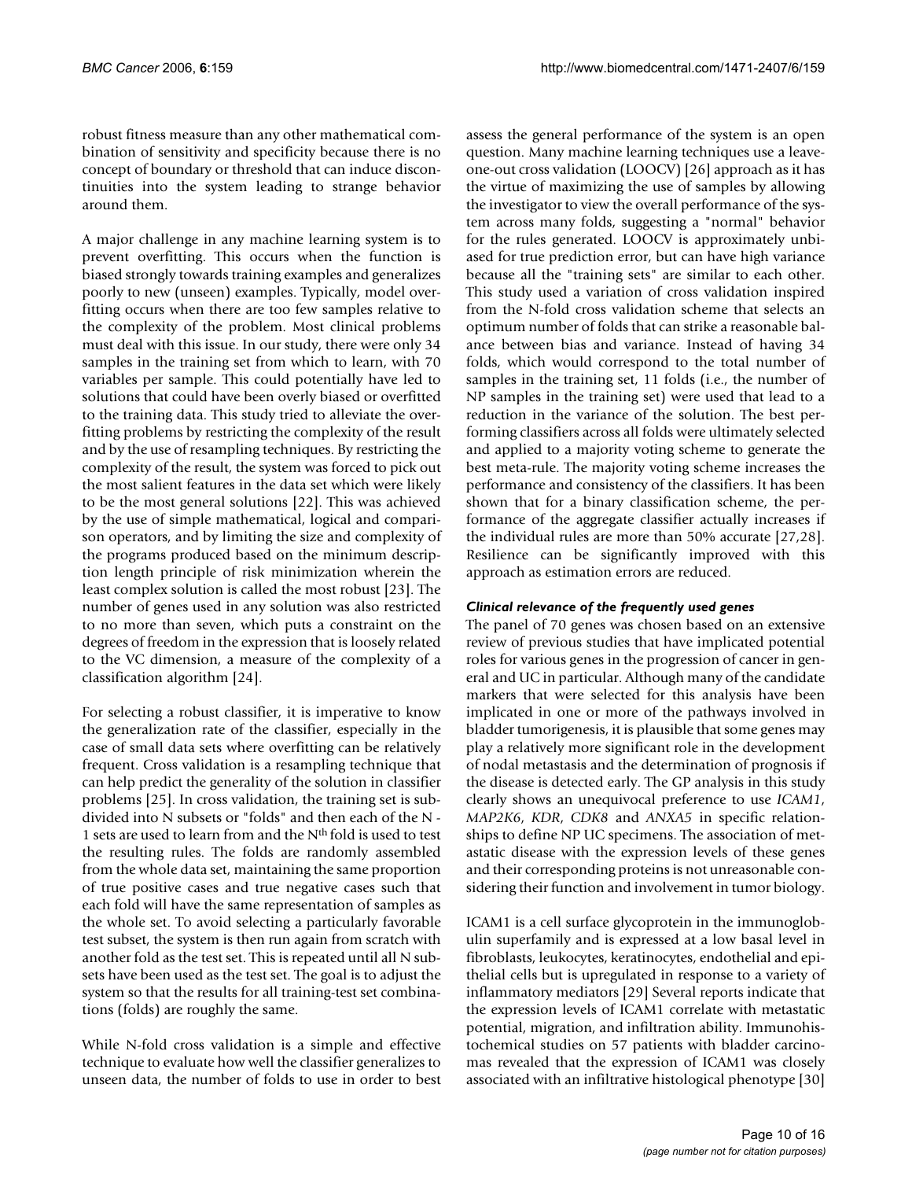robust fitness measure than any other mathematical combination of sensitivity and specificity because there is no concept of boundary or threshold that can induce discontinuities into the system leading to strange behavior around them.

A major challenge in any machine learning system is to prevent overfitting. This occurs when the function is biased strongly towards training examples and generalizes poorly to new (unseen) examples. Typically, model overfitting occurs when there are too few samples relative to the complexity of the problem. Most clinical problems must deal with this issue. In our study, there were only 34 samples in the training set from which to learn, with 70 variables per sample. This could potentially have led to solutions that could have been overly biased or overfitted to the training data. This study tried to alleviate the overfitting problems by restricting the complexity of the result and by the use of resampling techniques. By restricting the complexity of the result, the system was forced to pick out the most salient features in the data set which were likely to be the most general solutions [22]. This was achieved by the use of simple mathematical, logical and comparison operators, and by limiting the size and complexity of the programs produced based on the minimum description length principle of risk minimization wherein the least complex solution is called the most robust [23]. The number of genes used in any solution was also restricted to no more than seven, which puts a constraint on the degrees of freedom in the expression that is loosely related to the VC dimension, a measure of the complexity of a classification algorithm [24].

For selecting a robust classifier, it is imperative to know the generalization rate of the classifier, especially in the case of small data sets where overfitting can be relatively frequent. Cross validation is a resampling technique that can help predict the generality of the solution in classifier problems [25]. In cross validation, the training set is subdivided into N subsets or "folds" and then each of the N - 1 sets are used to learn from and the N$^{th}$ fold is used to test the resulting rules. The folds are randomly assembled from the whole data set, maintaining the same proportion of true positive cases and true negative cases such that each fold will have the same representation of samples as the whole set. To avoid selecting a particularly favorable test subset, the system is then run again from scratch with another fold as the test set. This is repeated until all N subsets have been used as the test set. The goal is to adjust the system so that the results for all training-test set combinations (folds) are roughly the same.

While N-fold cross validation is a simple and effective technique to evaluate how well the classifier generalizes to unseen data, the number of folds to use in order to best assess the general performance of the system is an open question. Many machine learning techniques use a leave-one-out cross validation (LOOCV) [26] approach as it has the virtue of maximizing the use of samples by allowing the investigator to view the overall performance of the system across many folds, suggesting a "normal" behavior for the rules generated. LOOCV is approximately unbiased for true prediction error, but can have high variance because all the "training sets" are similar to each other. This study used a variation of cross validation inspired from the N-fold cross validation scheme that selects an optimum number of folds that can strike a reasonable balance between bias and variance. Instead of having 34 folds, which would correspond to the total number of samples in the training set, 11 folds (i.e., the number of NP samples in the training set) were used that lead to a reduction in the variance of the solution. The best performing classifiers across all folds were ultimately selected and applied to a majority voting scheme to generate the best meta-rule. The majority voting scheme increases the performance and consistency of the classifiers. It has been shown that for a binary classification scheme, the performance of the aggregate classifier actually increases if the individual rules are more than 50% accurate [27,28]. Resilience can be significantly improved with this approach as estimation errors are reduced.

### *Clinical relevance of the frequently used genes*

The panel of 70 genes was chosen based on an extensive review of previous studies that have implicated potential roles for various genes in the progression of cancer in general and UC in particular. Although many of the candidate markers that were selected for this analysis have been implicated in one or more of the pathways involved in bladder tumorigenesis, it is plausible that some genes may play a relatively more significant role in the development of nodal metastasis and the determination of prognosis if the disease is detected early. The GP analysis in this study clearly shows an unequivocal preference to use *ICAM1*, *MAP2K6*, *KDR*, *CDK8* and *ANXA5* in specific relationships to define NP UC specimens. The association of metastatic disease with the expression levels of these genes and their corresponding proteins is not unreasonable considering their function and involvement in tumor biology.

ICAM1 is a cell surface glycoprotein in the immunoglobulin superfamily and is expressed at a low basal level in fibroblasts, leukocytes, keratinocytes, endothelial and epithelial cells but is upregulated in response to a variety of inflammatory mediators [29] Several reports indicate that the expression levels of ICAM1 correlate with metastatic potential, migration, and infiltration ability. Immunohistochemical studies on 57 patients with bladder carcinomas revealed that the expression of ICAM1 was closely associated with an infiltrative histological phenotype [30]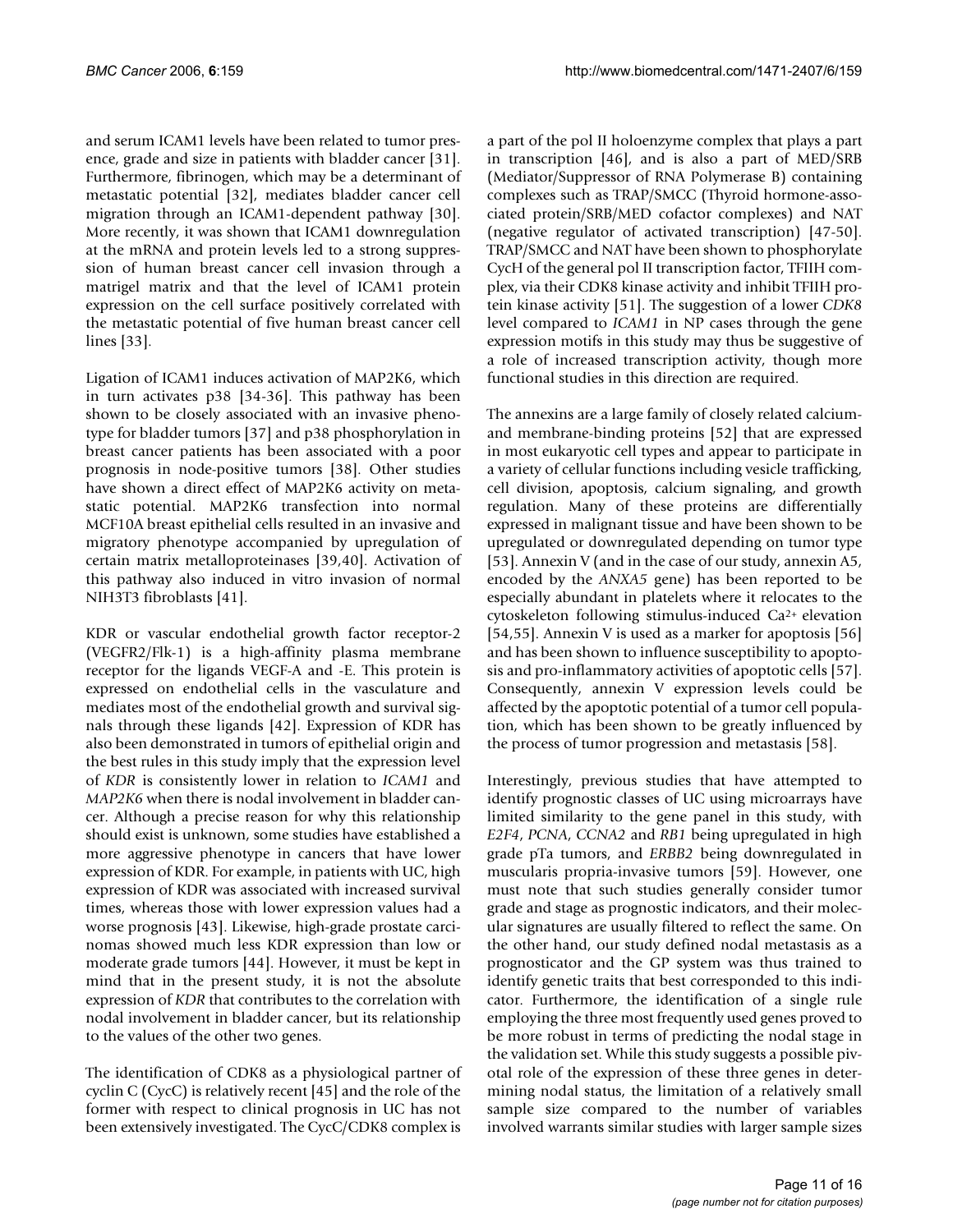and serum ICAM1 levels have been related to tumor presence, grade and size in patients with bladder cancer [31]. Furthermore, fibrinogen, which may be a determinant of metastatic potential [32], mediates bladder cancer cell migration through an ICAM1-dependent pathway [30]. More recently, it was shown that ICAM1 downregulation at the mRNA and protein levels led to a strong suppression of human breast cancer cell invasion through a matrigel matrix and that the level of ICAM1 protein expression on the cell surface positively correlated with the metastatic potential of five human breast cancer cell lines [33].

Ligation of ICAM1 induces activation of MAP2K6, which in turn activates p38 [34-36]. This pathway has been shown to be closely associated with an invasive phenotype for bladder tumors [37] and p38 phosphorylation in breast cancer patients has been associated with a poor prognosis in node-positive tumors [38]. Other studies have shown a direct effect of MAP2K6 activity on metastatic potential. MAP2K6 transfection into normal MCF10A breast epithelial cells resulted in an invasive and migratory phenotype accompanied by upregulation of certain matrix metalloproteinases [39,40]. Activation of this pathway also induced in vitro invasion of normal NIH3T3 fibroblasts [41].

KDR or vascular endothelial growth factor receptor-2 (VEGFR2/Flk-1) is a high-affinity plasma membrane receptor for the ligands VEGF-A and -E. This protein is expressed on endothelial cells in the vasculature and mediates most of the endothelial growth and survival signals through these ligands [42]. Expression of KDR has also been demonstrated in tumors of epithelial origin and the best rules in this study imply that the expression level of *KDR* is consistently lower in relation to *ICAM1* and *MAP2K6* when there is nodal involvement in bladder cancer. Although a precise reason for why this relationship should exist is unknown, some studies have established a more aggressive phenotype in cancers that have lower expression of KDR. For example, in patients with UC, high expression of KDR was associated with increased survival times, whereas those with lower expression values had a worse prognosis [43]. Likewise, high-grade prostate carcinomas showed much less KDR expression than low or moderate grade tumors [44]. However, it must be kept in mind that in the present study, it is not the absolute expression of *KDR* that contributes to the correlation with nodal involvement in bladder cancer, but its relationship to the values of the other two genes.

The identification of CDK8 as a physiological partner of cyclin C (CycC) is relatively recent [45] and the role of the former with respect to clinical prognosis in UC has not been extensively investigated. The CycC/CDK8 complex is a part of the pol II holoenzyme complex that plays a part in transcription [46], and is also a part of MED/SRB (Mediator/Suppressor of RNA Polymerase B) containing complexes such as TRAP/SMCC (Thyroid hormone-associated protein/SRB/MED cofactor complexes) and NAT (negative regulator of activated transcription) [47-50]. TRAP/SMCC and NAT have been shown to phosphorylate CycH of the general pol II transcription factor, TFIIH complex, via their CDK8 kinase activity and inhibit TFIIH protein kinase activity [51]. The suggestion of a lower *CDK8* level compared to *ICAM1* in NP cases through the gene expression motifs in this study may thus be suggestive of a role of increased transcription activity, though more functional studies in this direction are required.

The annexins are a large family of closely related calcium- and membrane-binding proteins [52] that are expressed in most eukaryotic cell types and appear to participate in a variety of cellular functions including vesicle trafficking, cell division, apoptosis, calcium signaling, and growth regulation. Many of these proteins are differentially expressed in malignant tissue and have been shown to be upregulated or downregulated depending on tumor type [53]. Annexin V (and in the case of our study, annexin A5, encoded by the *ANXA5* gene) has been reported to be especially abundant in platelets where it relocates to the cytoskeleton following stimulus-induced $Ca^{2+}$ elevation [54,55]. Annexin V is used as a marker for apoptosis [56] and has been shown to influence susceptibility to apoptosis and pro-inflammatory activities of apoptotic cells [57]. Consequently, annexin V expression levels could be affected by the apoptotic potential of a tumor cell population, which has been shown to be greatly influenced by the process of tumor progression and metastasis [58].

Interestingly, previous studies that have attempted to identify prognostic classes of UC using microarrays have limited similarity to the gene panel in this study, with *E2F4*, *PCNA*, *CCNA2* and *RB1* being upregulated in high grade pTa tumors, and *ERBB2* being downregulated in muscularis propria-invasive tumors [59]. However, one must note that such studies generally consider tumor grade and stage as prognostic indicators, and their molecular signatures are usually filtered to reflect the same. On the other hand, our study defined nodal metastasis as a prognosticator and the GP system was thus trained to identify genetic traits that best corresponded to this indicator. Furthermore, the identification of a single rule employing the three most frequently used genes proved to be more robust in terms of predicting the nodal stage in the validation set. While this study suggests a possible pivotal role of the expression of these three genes in determining nodal status, the limitation of a relatively small sample size compared to the number of variables involved warrants similar studies with larger sample sizes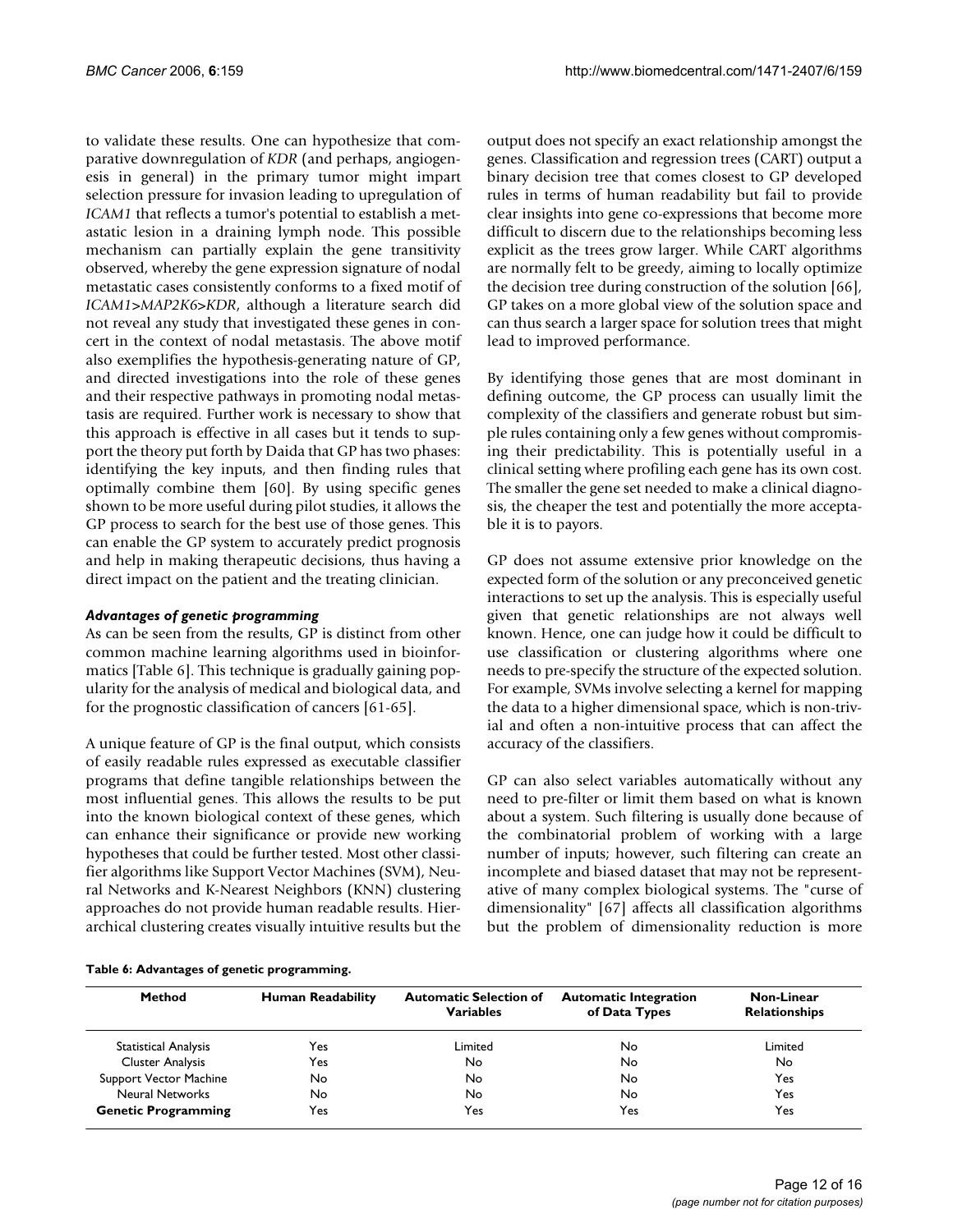to validate these results. One can hypothesize that comparative downregulation of *KDR* (and perhaps, angiogenesis in general) in the primary tumor might impart selection pressure for invasion leading to upregulation of *ICAM1* that reflects a tumor's potential to establish a metastatic lesion in a draining lymph node. This possible mechanism can partially explain the gene transitivity observed, whereby the gene expression signature of nodal metastatic cases consistently conforms to a fixed motif of *ICAM1*>*MAP2K6*>*KDR*, although a literature search did not reveal any study that investigated these genes in concert in the context of nodal metastasis. The above motif also exemplifies the hypothesis-generating nature of GP, and directed investigations into the role of these genes and their respective pathways in promoting nodal metastasis are required. Further work is necessary to show that this approach is effective in all cases but it tends to support the theory put forth by Daida that GP has two phases: identifying the key inputs, and then finding rules that optimally combine them [60]. By using specific genes shown to be more useful during pilot studies, it allows the GP process to search for the best use of those genes. This can enable the GP system to accurately predict prognosis and help in making therapeutic decisions, thus having a direct impact on the patient and the treating clinician.

### *Advantages of genetic programming*

As can be seen from the results, GP is distinct from other common machine learning algorithms used in bioinformatics [Table 6]. This technique is gradually gaining popularity for the analysis of medical and biological data, and for the prognostic classification of cancers [61-65].

A unique feature of GP is the final output, which consists of easily readable rules expressed as executable classifier programs that define tangible relationships between the most influential genes. This allows the results to be put into the known biological context of these genes, which can enhance their significance or provide new working hypotheses that could be further tested. Most other classifier algorithms like Support Vector Machines (SVM), Neural Networks and K-Nearest Neighbors (KNN) clustering approaches do not provide human readable results. Hierarchical clustering creates visually intuitive results but the output does not specify an exact relationship amongst the genes. Classification and regression trees (CART) output a binary decision tree that comes closest to GP developed rules in terms of human readability but fail to provide clear insights into gene co-expressions that become more difficult to discern due to the relationships becoming less explicit as the trees grow larger. While CART algorithms are normally felt to be greedy, aiming to locally optimize the decision tree during construction of the solution [66], GP takes on a more global view of the solution space and can thus search a larger space for solution trees that might lead to improved performance.

By identifying those genes that are most dominant in defining outcome, the GP process can usually limit the complexity of the classifiers and generate robust but simple rules containing only a few genes without compromising their predictability. This is potentially useful in a clinical setting where profiling each gene has its own cost. The smaller the gene set needed to make a clinical diagnosis, the cheaper the test and potentially the more acceptable it is to payors.

GP does not assume extensive prior knowledge on the expected form of the solution or any preconceived genetic interactions to set up the analysis. This is especially useful given that genetic relationships are not always well known. Hence, one can judge how it could be difficult to use classification or clustering algorithms where one needs to pre-specify the structure of the expected solution. For example, SVMs involve selecting a kernel for mapping the data to a higher dimensional space, which is non-trivial and often a non-intuitive process that can affect the accuracy of the classifiers.

GP can also select variables automatically without any need to pre-filter or limit them based on what is known about a system. Such filtering is usually done because of the combinatorial problem of working with a large number of inputs; however, such filtering can create an incomplete and biased dataset that may not be representative of many complex biological systems. The "curse of dimensionality" [67] affects all classification algorithms but the problem of dimensionality reduction is more

**Table 6: Advantages of genetic programming.**

| Method | Human Readability | Automatic Selection of Variables | Automatic Integration of Data Types | Non-Linear Relationships |
|---|---|---|---|---|
| Statistical Analysis | Yes | Limited | No | Limited |
| Cluster Analysis | Yes | No | No | No |
| Support Vector Machine | No | No | No | Yes |
| Neural Networks | No | No | No | Yes |
| **Genetic Programming** | Yes | Yes | Yes | Yes |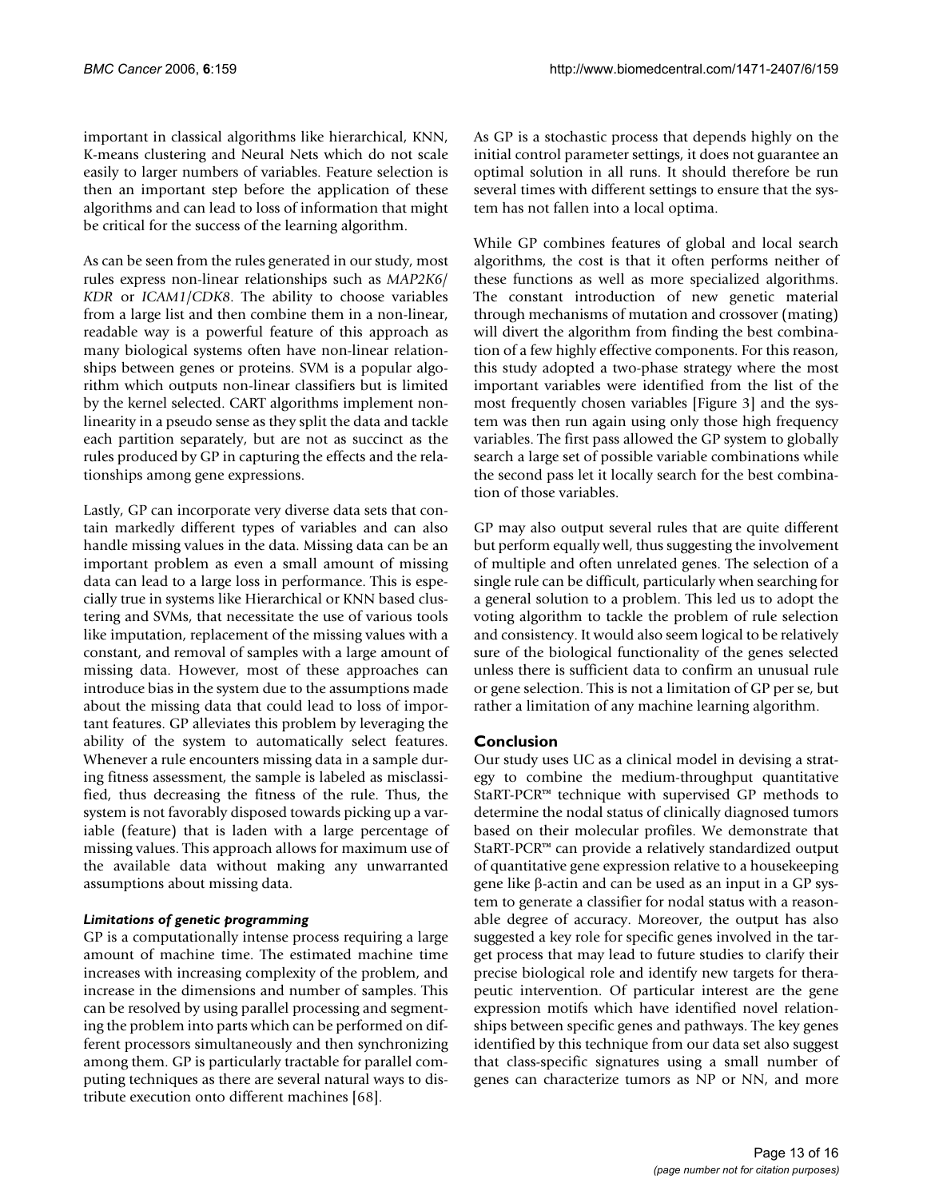important in classical algorithms like hierarchical, KNN, K-means clustering and Neural Nets which do not scale easily to larger numbers of variables. Feature selection is then an important step before the application of these algorithms and can lead to loss of information that might be critical for the success of the learning algorithm.

As can be seen from the rules generated in our study, most rules express non-linear relationships such as *MAP2K6*/*KDR* or *ICAM1*/*CDK8*. The ability to choose variables from a large list and then combine them in a non-linear, readable way is a powerful feature of this approach as many biological systems often have non-linear relationships between genes or proteins. SVM is a popular algorithm which outputs non-linear classifiers but is limited by the kernel selected. CART algorithms implement non-linearity in a pseudo sense as they split the data and tackle each partition separately, but are not as succinct as the rules produced by GP in capturing the effects and the relationships among gene expressions.

Lastly, GP can incorporate very diverse data sets that contain markedly different types of variables and can also handle missing values in the data. Missing data can be an important problem as even a small amount of missing data can lead to a large loss in performance. This is especially true in systems like Hierarchical or KNN based clustering and SVMs, that necessitate the use of various tools like imputation, replacement of the missing values with a constant, and removal of samples with a large amount of missing data. However, most of these approaches can introduce bias in the system due to the assumptions made about the missing data that could lead to loss of important features. GP alleviates this problem by leveraging the ability of the system to automatically select features. Whenever a rule encounters missing data in a sample during fitness assessment, the sample is labeled as misclassified, thus decreasing the fitness of the rule. Thus, the system is not favorably disposed towards picking up a variable (feature) that is laden with a large percentage of missing values. This approach allows for maximum use of the available data without making any unwarranted assumptions about missing data.

#### *Limitations of genetic programming*

GP is a computationally intense process requiring a large amount of machine time. The estimated machine time increases with increasing complexity of the problem, and increase in the dimensions and number of samples. This can be resolved by using parallel processing and segmenting the problem into parts which can be performed on different processors simultaneously and then synchronizing among them. GP is particularly tractable for parallel computing techniques as there are several natural ways to distribute execution onto different machines [68].

As GP is a stochastic process that depends highly on the initial control parameter settings, it does not guarantee an optimal solution in all runs. It should therefore be run several times with different settings to ensure that the system has not fallen into a local optima.

While GP combines features of global and local search algorithms, the cost is that it often performs neither of these functions as well as more specialized algorithms. The constant introduction of new genetic material through mechanisms of mutation and crossover (mating) will divert the algorithm from finding the best combination of a few highly effective components. For this reason, this study adopted a two-phase strategy where the most important variables were identified from the list of the most frequently chosen variables [Figure 3] and the system was then run again using only those high frequency variables. The first pass allowed the GP system to globally search a large set of possible variable combinations while the second pass let it locally search for the best combination of those variables.

GP may also output several rules that are quite different but perform equally well, thus suggesting the involvement of multiple and often unrelated genes. The selection of a single rule can be difficult, particularly when searching for a general solution to a problem. This led us to adopt the voting algorithm to tackle the problem of rule selection and consistency. It would also seem logical to be relatively sure of the biological functionality of the genes selected unless there is sufficient data to confirm an unusual rule or gene selection. This is not a limitation of GP per se, but rather a limitation of any machine learning algorithm.

## Conclusion

Our study uses UC as a clinical model in devising a strategy to combine the medium-throughput quantitative StaRT-PCR™ technique with supervised GP methods to determine the nodal status of clinically diagnosed tumors based on their molecular profiles. We demonstrate that StaRT-PCR™ can provide a relatively standardized output of quantitative gene expression relative to a housekeeping gene like β-actin and can be used as an input in a GP system to generate a classifier for nodal status with a reasonable degree of accuracy. Moreover, the output has also suggested a key role for specific genes involved in the target process that may lead to future studies to clarify their precise biological role and identify new targets for therapeutic intervention. Of particular interest are the gene expression motifs which have identified novel relationships between specific genes and pathways. The key genes identified by this technique from our data set also suggest that class-specific signatures using a small number of genes can characterize tumors as NP or NN, and more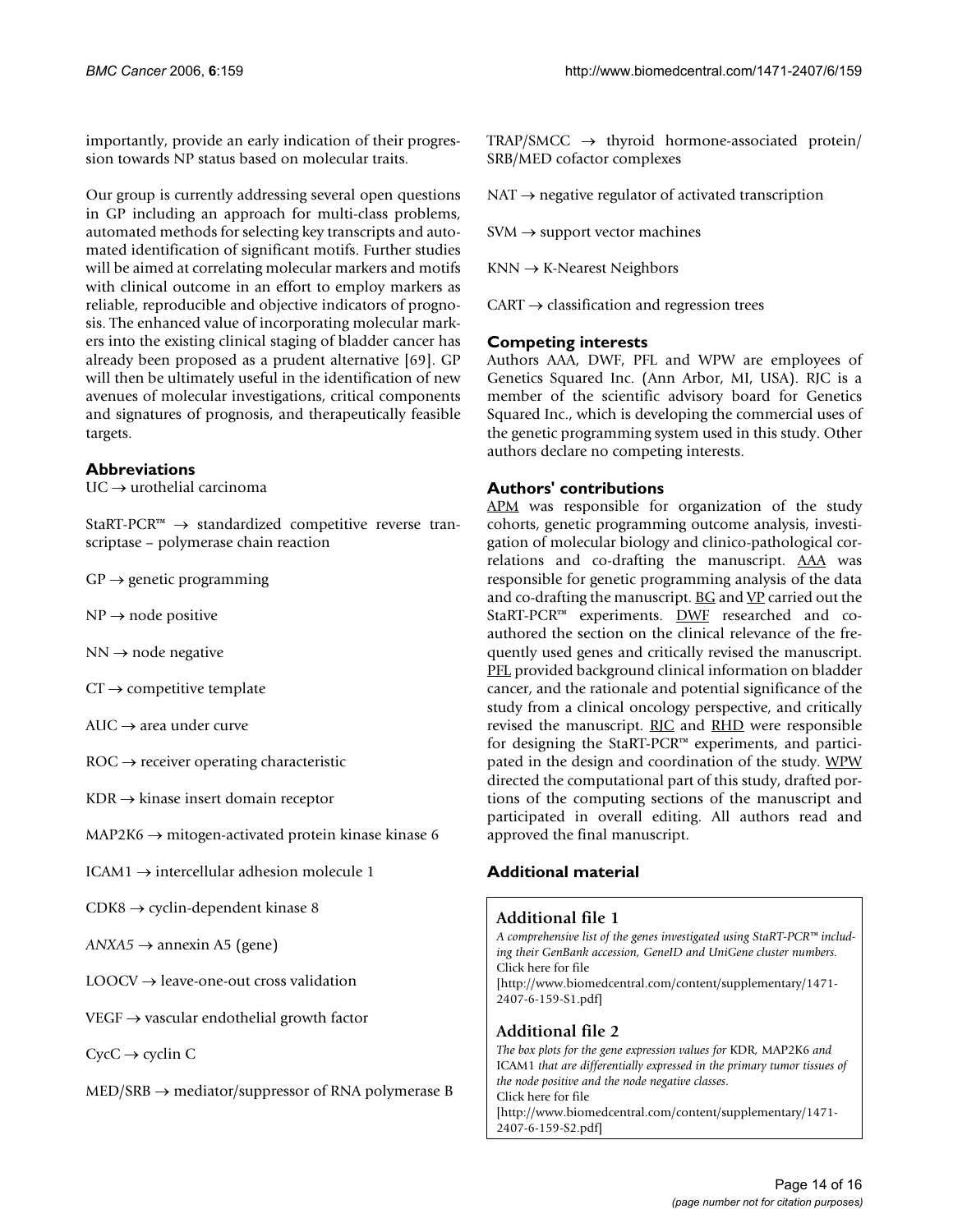importantly, provide an early indication of their progression towards NP status based on molecular traits.

Our group is currently addressing several open questions in GP including an approach for multi-class problems, automated methods for selecting key transcripts and automated identification of significant motifs. Further studies will be aimed at correlating molecular markers and motifs with clinical outcome in an effort to employ markers as reliable, reproducible and objective indicators of prognosis. The enhanced value of incorporating molecular markers into the existing clinical staging of bladder cancer has already been proposed as a prudent alternative [69]. GP will then be ultimately useful in the identification of new avenues of molecular investigations, critical components and signatures of prognosis, and therapeutically feasible targets.

## Abbreviations

UC → urothelial carcinoma

StaRT-PCR™ → standardized competitive reverse transcriptase – polymerase chain reaction

GP → genetic programming

NP → node positive

NN → node negative

CT → competitive template

AUC → area under curve

ROC → receiver operating characteristic

KDR → kinase insert domain receptor

MAP2K6 → mitogen-activated protein kinase kinase 6

ICAM1 → intercellular adhesion molecule 1

CDK8 → cyclin-dependent kinase 8

*ANXA5* → annexin A5 (gene)

LOOCV → leave-one-out cross validation

VEGF → vascular endothelial growth factor

CycC → cyclin C

MED/SRB → mediator/suppressor of RNA polymerase B

TRAP/SMCC → thyroid hormone-associated protein/SRB/MED cofactor complexes

NAT → negative regulator of activated transcription

SVM → support vector machines

KNN → K-Nearest Neighbors

CART → classification and regression trees

## Competing interests

Authors AAA, DWF, PFL and WPW are employees of Genetics Squared Inc. (Ann Arbor, MI, USA). RJC is a member of the scientific advisory board for Genetics Squared Inc., which is developing the commercial uses of the genetic programming system used in this study. Other authors declare no competing interests.

## Authors' contributions

APM was responsible for organization of the study cohorts, genetic programming outcome analysis, investigation of molecular biology and clinico-pathological correlations and co-drafting the manuscript. AAA was responsible for genetic programming analysis of the data and co-drafting the manuscript. BG and VP carried out the StaRT-PCR™ experiments. DWF researched and co-authored the section on the clinical relevance of the frequently used genes and critically revised the manuscript. PFL provided background clinical information on bladder cancer, and the rationale and potential significance of the study from a clinical oncology perspective, and critically revised the manuscript. RJC and RHD were responsible for designing the StaRT-PCR™ experiments, and participated in the design and coordination of the study. WPW directed the computational part of this study, drafted portions of the computing sections of the manuscript and participated in overall editing. All authors read and approved the final manuscript.

## Additional material

### Additional file 1

*A comprehensive list of the genes investigated using StaRT-PCR™ including their GenBank accession, GeneID and UniGene cluster numbers.*
Click here for file
[http://www.biomedcentral.com/content/supplementary/1471-2407-6-159-S1.pdf]

### Additional file 2

*The box plots for the gene expression values for* KDR, MAP2K6 *and* ICAM1 *that are differentially expressed in the primary tumor tissues of the node positive and the node negative classes.*
Click here for file
[http://www.biomedcentral.com/content/supplementary/1471-2407-6-159-S2.pdf]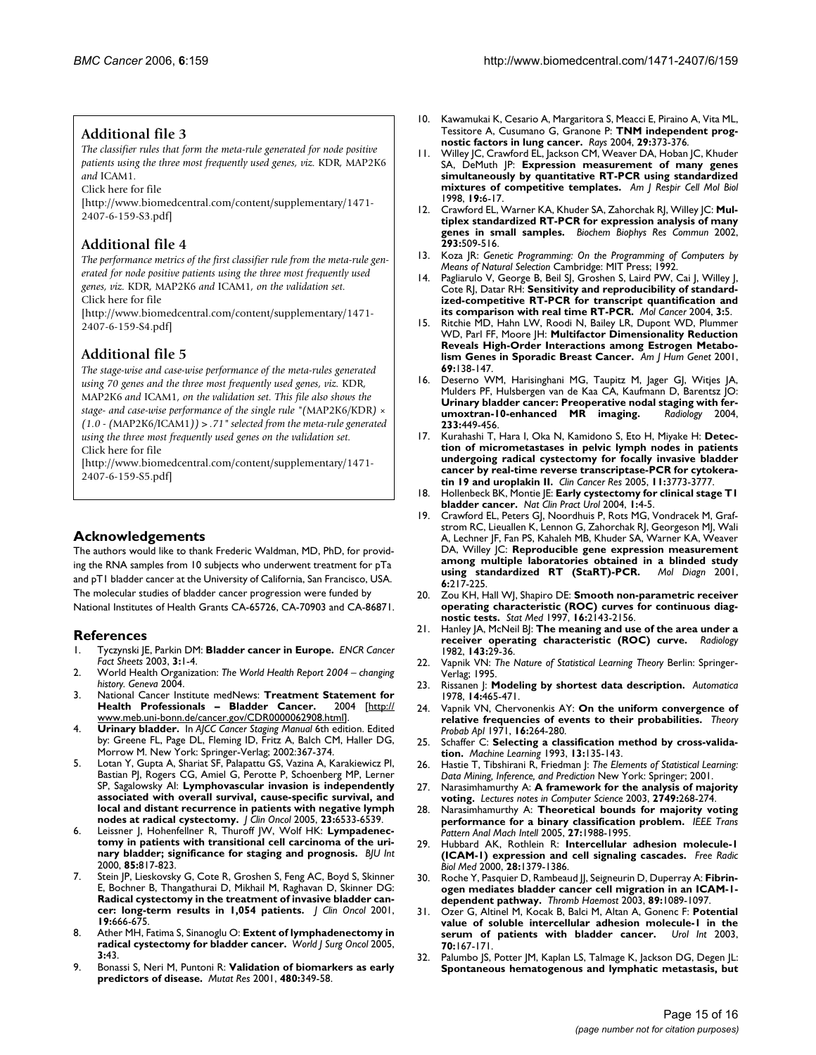## Additional file 3

*The classifier rules that form the meta-rule generated for node positive patients using the three most frequently used genes, viz.* KDR*,* MAP2K6 *and* ICAM1*.*

Click here for file

[http://www.biomedcentral.com/content/supplementary/1471-2407-6-159-S3.pdf]

## Additional file 4

*The performance metrics of the first classifier rule from the meta-rule generated for node positive patients using the three most frequently used genes, viz.* KDR*,* MAP2K6 *and* ICAM1*, on the validation set.*

Click here for file

[http://www.biomedcentral.com/content/supplementary/1471-2407-6-159-S4.pdf]

## Additional file 5

*The stage-wise and case-wise performance of the meta-rules generated using 70 genes and the three most frequently used genes, viz.* KDR*,* MAP2K6 *and* ICAM1*, on the validation set. This file also shows the stage- and case-wise performance of the single rule "(*MAP2K6/KDR*) × (1.0 - (*MAP2K6/ICAM1*)) > .71" selected from the meta-rule generated using the three most frequently used genes on the validation set.*

Click here for file

[http://www.biomedcentral.com/content/supplementary/1471-2407-6-159-S5.pdf]

## Acknowledgements

The authors would like to thank Frederic Waldman, MD, PhD, for providing the RNA samples from 10 subjects who underwent treatment for pTa and pT1 bladder cancer at the University of California, San Francisco, USA. The molecular studies of bladder cancer progression were funded by National Institutes of Health Grants CA-65726, CA-70903 and CA-86871.

## References

1. Tyczynski JE, Parkin DM: **Bladder cancer in Europe.** *ENCR Cancer Fact Sheets* 2003, **3:**1-4.
2. World Health Organization: *The World Health Report 2004 – changing history. Geneva* 2004.
3. National Cancer Institute medNews: **Treatment Statement for Health Professionals – Bladder Cancer.** 2004 [http://www.meb.uni-bonn.de/cancer.gov/CDR0000062908.html].
4. **Urinary bladder.** In *AJCC Cancer Staging Manual* 6th edition. Edited by: Greene FL, Page DL, Fleming ID, Fritz A, Balch CM, Haller DG, Morrow M. New York: Springer-Verlag; 2002:367-374.
5. Lotan Y, Gupta A, Shariat SF, Palapattu GS, Vazina A, Karakiewicz PI, Bastian PJ, Rogers CG, Amiel G, Perotte P, Schoenberg MP, Lerner SP, Sagalowsky AI: **Lymphovascular invasion is independently associated with overall survival, cause-specific survival, and local and distant recurrence in patients with negative lymph nodes at radical cystectomy.** *J Clin Oncol* 2005, **23:**6533-6539.
6. Leissner J, Hohenfellner R, Thuroff JW, Wolf HK: **Lympadenectomy in patients with transitional cell carcinoma of the urinary bladder; significance for staging and prognosis.** *BJU Int* 2000, **85:**817-823.
7. Stein JP, Lieskovsky G, Cote R, Groshen S, Feng AC, Boyd S, Skinner E, Bochner B, Thangathurai D, Mikhail M, Raghavan D, Skinner DG: **Radical cystectomy in the treatment of invasive bladder cancer: long-term results in 1,054 patients.** *J Clin Oncol* 2001, **19:**666-675.
8. Ather MH, Fatima S, Sinanoglu O: **Extent of lymphadenectomy in radical cystectomy for bladder cancer.** *World J Surg Oncol* 2005, **3:**43.
9. Bonassi S, Neri M, Puntoni R: **Validation of biomarkers as early predictors of disease.** *Mutat Res* 2001, **480:**349-58.
10. Kawamukai K, Cesario A, Margaritora S, Meacci E, Piraino A, Vita ML, Tessitore A, Cusumano G, Granone P: **TNM independent prognostic factors in lung cancer.** *Rays* 2004, **29:**373-376.
11. Willey JC, Crawford EL, Jackson CM, Weaver DA, Hoban JC, Khuder SA, DeMuth JP: **Expression measurement of many genes simultaneously by quantitative RT-PCR using standardized mixtures of competitive templates.** *Am J Respir Cell Mol Biol* 1998, **19:**6-17.
12. Crawford EL, Warner KA, Khuder SA, Zahorchak RJ, Willey JC: **Multiplex standardized RT-PCR for expression analysis of many genes in small samples.** *Biochem Biophys Res Commun* 2002, **293:**509-516.
13. Koza JR: *Genetic Programming: On the Programming of Computers by Means of Natural Selection* Cambridge: MIT Press; 1992.
14. Pagliarulo V, George B, Beil SJ, Groshen S, Laird PW, Cai J, Willey J, Cote RJ, Datar RH: **Sensitivity and reproducibility of standardized-competitive RT-PCR for transcript quantification and its comparison with real time RT-PCR.** *Mol Cancer* 2004, **3:**5.
15. Ritchie MD, Hahn LW, Roodi N, Bailey LR, Dupont WD, Plummer WD, Parl FF, Moore JH: **Multifactor Dimensionality Reduction Reveals High-Order Interactions among Estrogen Metabolism Genes in Sporadic Breast Cancer.** *Am J Hum Genet* 2001, **69:**138-147.
16. Deserno WM, Harisinghani MG, Taupitz M, Jager GJ, Witjes JA, Mulders PF, Hulsbergen van de Kaa CA, Kaufmann D, Barentsz JO: **Urinary bladder cancer: Preoperative nodal staging with ferumoxtran-10-enhanced MR imaging.** *Radiology* 2004, **233:**449-456.
17. Kurahashi T, Hara I, Oka N, Kamidono S, Eto H, Miyake H: **Detection of micrometastases in pelvic lymph nodes in patients undergoing radical cystectomy for focally invasive bladder cancer by real-time reverse transcriptase-PCR for cytokeratin 19 and uroplakin II.** *Clin Cancer Res* 2005, **11:**3773-3777.
18. Hollenbeck BK, Montie JE: **Early cystectomy for clinical stage T1 bladder cancer.** *Nat Clin Pract Urol* 2004, **1:**4-5.
19. Crawford EL, Peters GJ, Noordhuis P, Rots MG, Vondracek M, Grafstrom RC, Lieuallen K, Lennon G, Zahorchak RJ, Georgeson MJ, Wali A, Lechner JF, Fan PS, Kahaleh MB, Khuder SA, Warner KA, Weaver DA, Willey JC: **Reproducible gene expression measurement among multiple laboratories obtained in a blinded study using standardized RT (StaRT)-PCR.** *Mol Diagn* 2001, **6:**217-225.
20. Zou KH, Hall WJ, Shapiro DE: **Smooth non-parametric receiver operating characteristic (ROC) curves for continuous diagnostic tests.** *Stat Med* 1997, **16:**2143-2156.
21. Hanley JA, McNeil BJ: **The meaning and use of the area under a receiver operating characteristic (ROC) curve.** *Radiology* 1982, **143:**29-36.
22. Vapnik VN: *The Nature of Statistical Learning Theory* Berlin: Springer-Verlag; 1995.
23. Rissanen J: **Modeling by shortest data description.** *Automatica* 1978, **14:**465-471.
24. Vapnik VN, Chervonenkis AY: **On the uniform convergence of relative frequencies of events to their probabilities.** *Theory Probab Apl* 1971, **16:**264-280.
25. Schaffer C: **Selecting a classification method by cross-validation.** *Machine Learning* 1993, **13:**135-143.
26. Hastie T, Tibshirani R, Friedman J: *The Elements of Statistical Learning: Data Mining, Inference, and Prediction* New York: Springer; 2001.
27. Narasimhamurthy A: **A framework for the analysis of majority voting.** *Lectures notes in Computer Science* 2003, **2749:**268-274.
28. Narasimhamurthy A: **Theoretical bounds for majority voting performance for a binary classification problem.** *IEEE Trans Pattern Anal Mach Intell* 2005, **27:**1988-1995.
29. Hubbard AK, Rothlein R: **Intercellular adhesion molecule-1 (ICAM-1) expression and cell signaling cascades.** *Free Radic Biol Med* 2000, **28:**1379-1386.
30. Roche Y, Pasquier D, Rambeaud JJ, Seigneurin D, Duperray A: **Fibrinogen mediates bladder cancer cell migration in an ICAM-1-dependent pathway.** *Thromb Haemost* 2003, **89:**1089-1097.
31. Ozer G, Altinel M, Kocak B, Balci M, Altan A, Gonenc F: **Potential value of soluble intercellular adhesion molecule-1 in the serum of patients with bladder cancer.** *Urol Int* 2003, **70:**167-171.
32. Palumbo JS, Potter JM, Kaplan LS, Talmage K, Jackson DG, Degen JL: **Spontaneous hematogenous and lymphatic metastasis, but**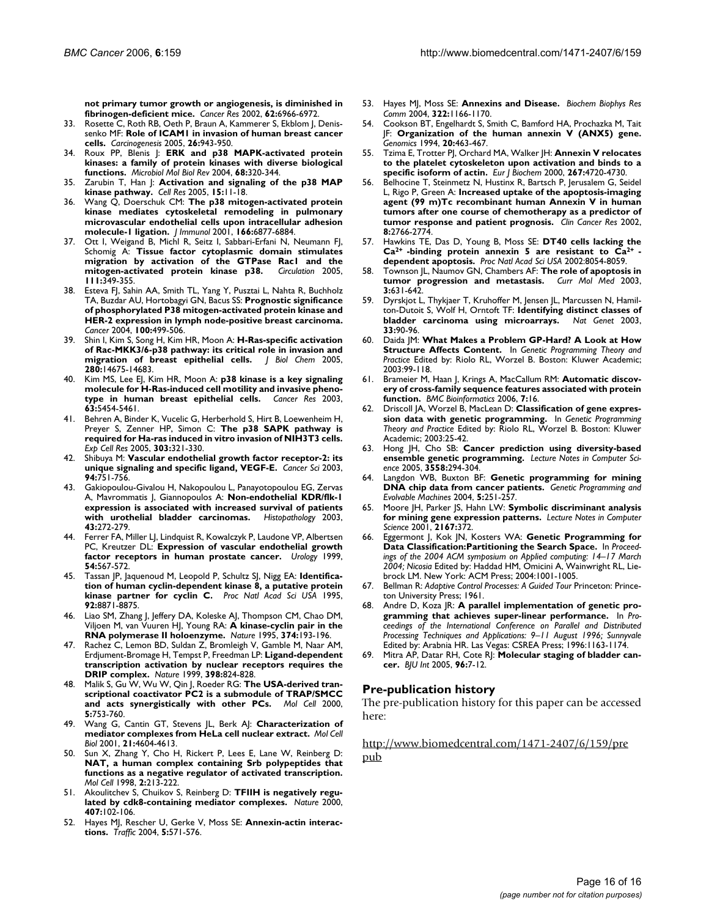not primary tumor growth or angiogenesis, is diminished in fibrinogen-deficient mice. *Cancer Res* 2002, **62:**6966-6972.

33. Rosette C, Roth RB, Oeth P, Braun A, Kammerer S, Ekblom J, Denissenko MF: **Role of ICAM1 in invasion of human breast cancer cells.** *Carcinogenesis* 2005, **26:**943-950.
34. Roux PP, Blenis J: **ERK and p38 MAPK-activated protein kinases: a family of protein kinases with diverse biological functions.** *Microbiol Mol Biol Rev* 2004, **68:**320-344.
35. Zarubin T, Han J: **Activation and signaling of the p38 MAP kinase pathway.** *Cell Res* 2005, **15:**11-18.
36. Wang Q, Doerschuk CM: **The p38 mitogen-activated protein kinase mediates cytoskeletal remodeling in pulmonary microvascular endothelial cells upon intracellular adhesion molecule-1 ligation.** *J Immunol* 2001, **166:**6877-6884.
37. Ott I, Weigand B, Michl R, Seitz I, Sabbari-Erfani N, Neumann FJ, Schomig A: **Tissue factor cytoplasmic domain stimulates migration by activation of the GTPase Rac1 and the mitogen-activated protein kinase p38.** *Circulation* 2005, **111:**349-355.
38. Esteva FJ, Sahin AA, Smith TL, Yang Y, Pusztai L, Nahta R, Buchholz TA, Buzdar AU, Hortobagyi GN, Bacus SS: **Prognostic significance of phosphorylated P38 mitogen-activated protein kinase and HER-2 expression in lymph node-positive breast carcinoma.** *Cancer* 2004, **100:**499-506.
39. Shin I, Kim S, Song H, Kim HR, Moon A: **H-Ras-specific activation of Rac-MKK3/6-p38 pathway: its critical role in invasion and migration of breast epithelial cells.** *J Biol Chem* 2005, **280:**14675-14683.
40. Kim MS, Lee EJ, Kim HR, Moon A: **p38 kinase is a key signaling molecule for H-Ras-induced cell motility and invasive phenotype in human breast epithelial cells.** *Cancer Res* 2003, **63:**5454-5461.
41. Behren A, Binder K, Vucelic G, Herberhold S, Hirt B, Loewenheim H, Preyer S, Zenner HP, Simon C: **The p38 SAPK pathway is required for Ha-ras induced in vitro invasion of NIH3T3 cells.** *Exp Cell Res* 2005, **303:**321-330.
42. Shibuya M: **Vascular endothelial growth factor receptor-2: its unique signaling and specific ligand, VEGF-E.** *Cancer Sci* 2003, **94:**751-756.
43. Gakiopoulou-Givalou H, Nakopoulou L, Panayotopoulou EG, Zervas A, Mavrommatis J, Giannopoulos A: **Non-endothelial KDR/flk-1 expression is associated with increased survival of patients with urothelial bladder carcinomas.** *Histopathology* 2003, **43:**272-279.
44. Ferrer FA, Miller LJ, Lindquist R, Kowalczyk P, Laudone VP, Albertsen PC, Kreutzer DL: **Expression of vascular endothelial growth factor receptors in human prostate cancer.** *Urology* 1999, **54:**567-572.
45. Tassan JP, Jaquenoud M, Leopold P, Schultz SJ, Nigg EA: **Identification of human cyclin-dependent kinase 8, a putative protein kinase partner for cyclin C.** *Proc Natl Acad Sci USA* 1995, **92:**8871-8875.
46. Liao SM, Zhang J, Jeffery DA, Koleske AJ, Thompson CM, Chao DM, Viljoen M, van Vuuren HJ, Young RA: **A kinase-cyclin pair in the RNA polymerase II holoenzyme.** *Nature* 1995, **374:**193-196.
47. Rachez C, Lemon BD, Suldan Z, Bromleigh V, Gamble M, Naar AM, Erdjument-Bromage H, Tempst P, Freedman LP: **Ligand-dependent transcription activation by nuclear receptors requires the DRIP complex.** *Nature* 1999, **398:**824-828.
48. Malik S, Gu W, Wu W, Qin J, Roeder RG: **The USA-derived transcriptional coactivator PC2 is a submodule of TRAP/SMCC and acts synergistically with other PCs.** *Mol Cell* 2000, **5:**753-760.
49. Wang G, Cantin GT, Stevens JL, Berk AJ: **Characterization of mediator complexes from HeLa cell nuclear extract.** *Mol Cell Biol* 2001, **21:**4604-4613.
50. Sun X, Zhang Y, Cho H, Rickert P, Lees E, Lane W, Reinberg D: **NAT, a human complex containing Srb polypeptides that functions as a negative regulator of activated transcription.** *Mol Cell* 1998, **2:**213-222.
51. Akoulitchev S, Chuikov S, Reinberg D: **TFIIH is negatively regulated by cdk8-containing mediator complexes.** *Nature* 2000, **407:**102-106.
52. Hayes MJ, Rescher U, Gerke V, Moss SE: **Annexin-actin interactions.** *Traffic* 2004, **5:**571-576.
53. Hayes MJ, Moss SE: **Annexins and Disease.** *Biochem Biophys Res Comm* 2004, **322:**1166-1170.
54. Cookson BT, Engelhardt S, Smith C, Bamford HA, Prochazka M, Tait JF: **Organization of the human annexin V (ANX5) gene.** *Genomics* 1994, **20:**463-467.
55. Tzima E, Trotter PJ, Orchard MA, Walker JH: **Annexin V relocates to the platelet cytoskeleton upon activation and binds to a specific isoform of actin.** *Eur J Biochem* 2000, **267:**4720-4730.
56. Belhocine T, Steinmetz N, Hustinx R, Bartsch P, Jerusalem G, Seidel L, Rigo P, Green A: **Increased uptake of the apoptosis-imaging agent (99 m)Tc recombinant human Annexin V in human tumors after one course of chemotherapy as a predictor of tumor response and patient prognosis.** *Clin Cancer Res* 2002, **8:**2766-2774.
57. Hawkins TE, Das D, Young B, Moss SE: **DT40 cells lacking the $Ca^{2+}$ -binding protein annexin 5 are resistant to $Ca^{2+}$ -dependent apoptosis.** *Proc Natl Acad Sci USA* 2002:8054-8059.
58. Townson JL, Naumov GN, Chambers AF: **The role of apoptosis in tumor progression and metastasis.** *Curr Mol Med* 2003, **3:**631-642.
59. Dyrskjot L, Thykjaer T, Kruhoffer M, Jensen JL, Marcussen N, Hamilton-Dutoit S, Wolf H, Orntoft TF: **Identifying distinct classes of bladder carcinoma using microarrays.** *Nat Genet* 2003, **33:**90-96.
60. Daida JM: **What Makes a Problem GP-Hard? A Look at How Structure Affects Content.** In *Genetic Programming Theory and Practice* Edited by: Riolo RL, Worzel B. Boston: Kluwer Academic; 2003:99-118.
61. Brameier M, Haan J, Krings A, MacCallum RM: **Automatic discovery of cross-family sequence features associated with protein function.** *BMC Bioinformatics* 2006, **7:**16.
62. Driscoll JA, Worzel B, MacLean D: **Classification of gene expression data with genetic programming.** In *Genetic Programming Theory and Practice* Edited by: Riolo RL, Worzel B. Boston: Kluwer Academic; 2003:25-42.
63. Hong JH, Cho SB: **Cancer prediction using diversity-based ensemble genetic programming.** *Lecture Notes in Computer Science* 2005, **3558:**294-304.
64. Langdon WB, Buxton BF: **Genetic programming for mining DNA chip data from cancer patients.** *Genetic Programming and Evolvable Machines* 2004, **5:**251-257.
65. Moore JH, Parker JS, Hahn LW: **Symbolic discriminant analysis for mining gene expression patterns.** *Lecture Notes in Computer Science* 2001, **2167:**372.
66. Eggermont J, Kok JN, Kosters WA: **Genetic Programming for Data Classification:Partitioning the Search Space.** In *Proceedings of the 2004 ACM symposium on Applied computing: 14–17 March 2004; Nicosia* Edited by: Haddad HM, Omicini A, Wainwright RL, Liebrock LM. New York: ACM Press; 2004:1001-1005.
67. Bellman R: *Adaptive Control Processes: A Guided Tour* Princeton: Princeton University Press; 1961.
68. Andre D, Koza JR: **A parallel implementation of genetic programming that achieves super-linear performance.** In *Proceedings of the International Conference on Parallel and Distributed Processing Techniques and Applications: 9–11 August 1996; Sunnyvale* Edited by: Arabnia HR. Las Vegas: CSREA Press; 1996:1163-1174.
69. Mitra AP, Datar RH, Cote RJ: **Molecular staging of bladder cancer.** *BJU Int* 2005, **96:**7-12.

## Pre-publication history

The pre-publication history for this paper can be accessed here:

http://www.biomedcentral.com/1471-2407/6/159/prepub